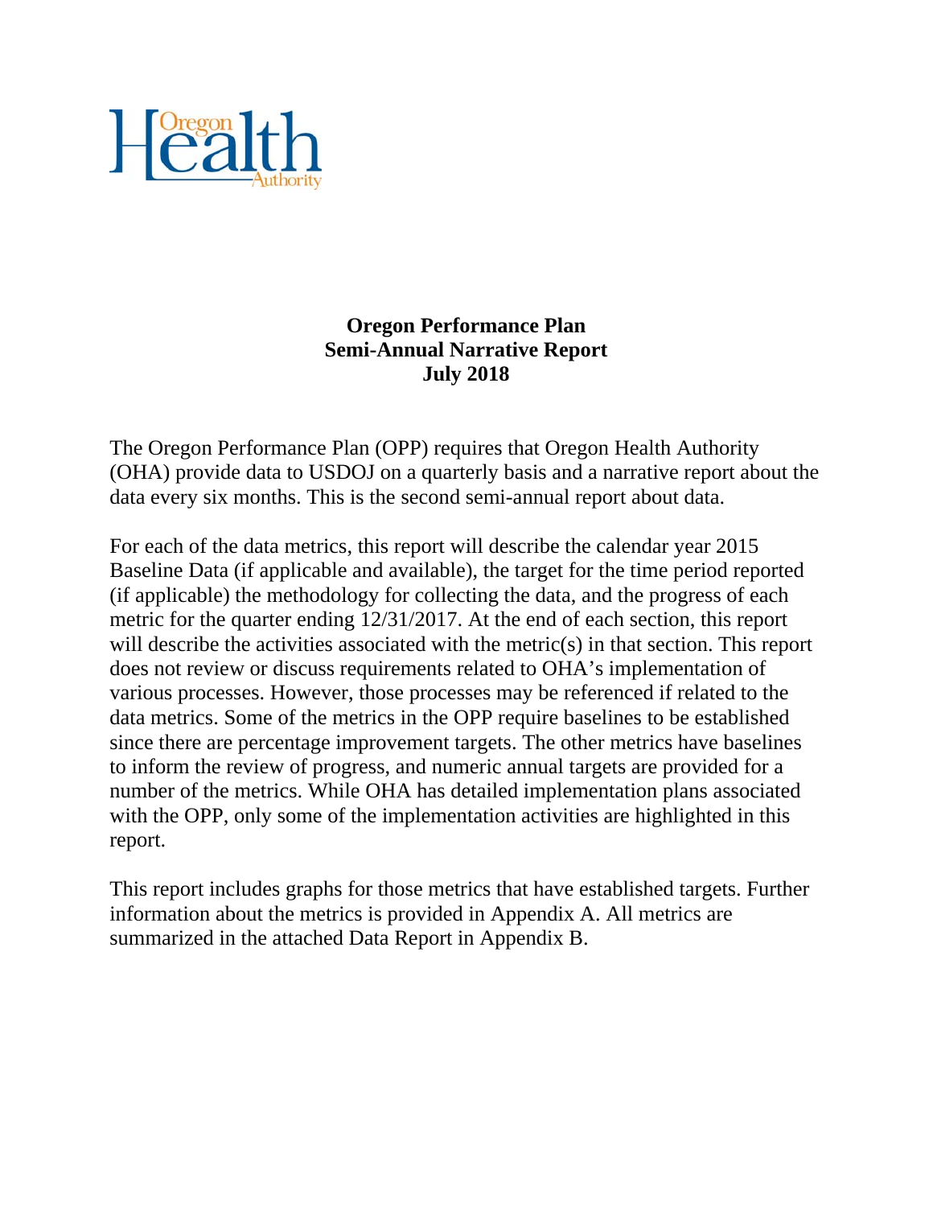# Oregon Performance Plan
## Semi-Annual Narrative Report
## July 2018

The Oregon Performance Plan (OPP) requires that Oregon Health Authority (OHA) provide data to USDOJ on a quarterly basis and a narrative report about the data every six months. This is the second semi-annual report about data.

For each of the data metrics, this report will describe the calendar year 2015 Baseline Data (if applicable and available), the target for the time period reported (if applicable) the methodology for collecting the data, and the progress of each metric for the quarter ending 12/31/2017. At the end of each section, this report will describe the activities associated with the metric(s) in that section. This report does not review or discuss requirements related to OHA's implementation of various processes. However, those processes may be referenced if related to the data metrics. Some of the metrics in the OPP require baselines to be established since there are percentage improvement targets. The other metrics have baselines to inform the review of progress, and numeric annual targets are provided for a number of the metrics. While OHA has detailed implementation plans associated with the OPP, only some of the implementation activities are highlighted in this report.

This report includes graphs for those metrics that have established targets. Further information about the metrics is provided in Appendix A. All metrics are summarized in the attached Data Report in Appendix B.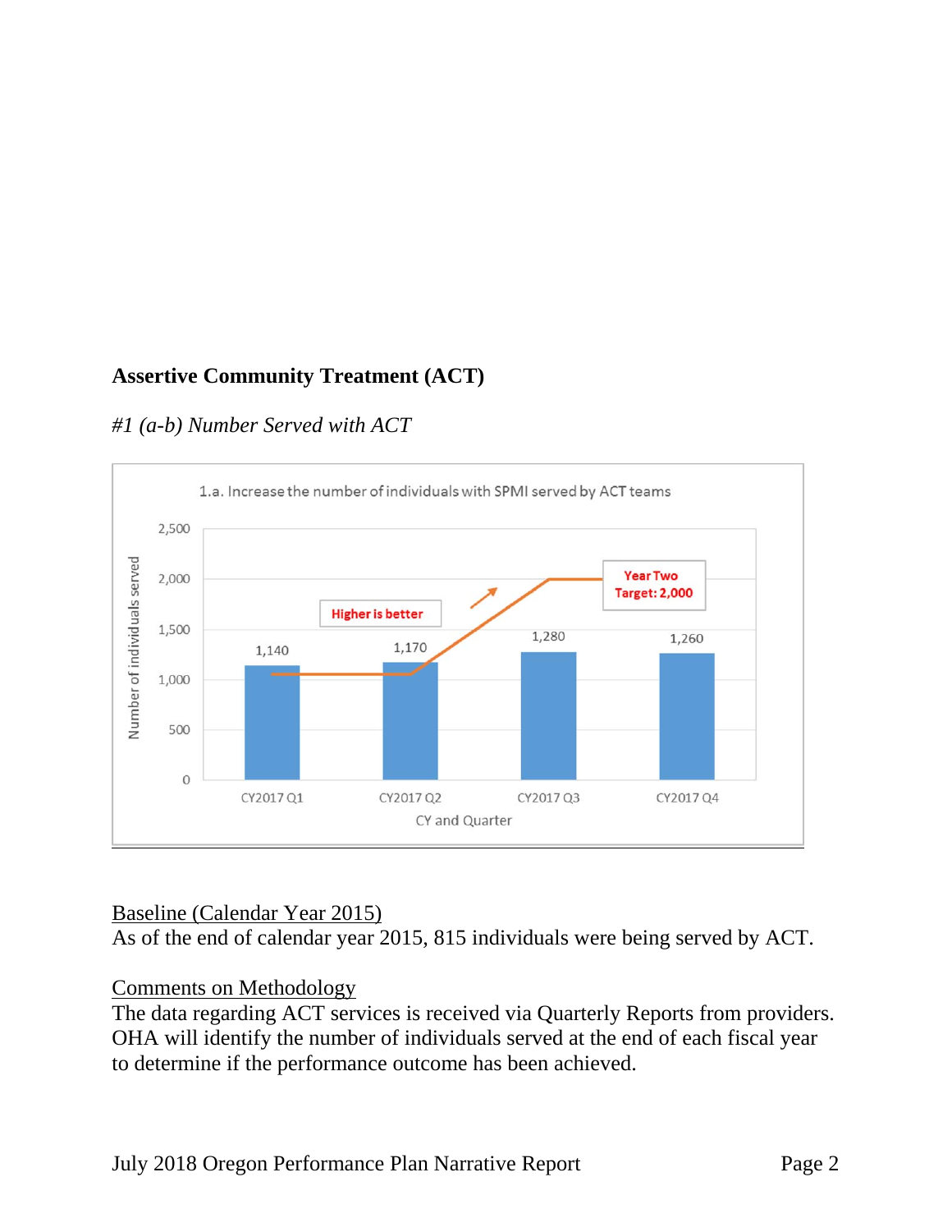**Assertive Community Treatment (ACT)**

*#1 (a-b) Number Served with ACT*

1.a. Increase the number of individuals with SPMI served by ACT teams

| CY and Quarter | Number of individuals served |
|---|---|
| CY2017 Q1 | 1,140 |
| CY2017 Q2 | 1,170 |
| CY2017 Q3 | 1,280 |
| CY2017 Q4 | 1,260 |

Higher is better

Year Two Target: 2,000

Baseline (Calendar Year 2015)
As of the end of calendar year 2015, 815 individuals were being served by ACT.

Comments on Methodology
The data regarding ACT services is received via Quarterly Reports from providers. OHA will identify the number of individuals served at the end of each fiscal year to determine if the performance outcome has been achieved.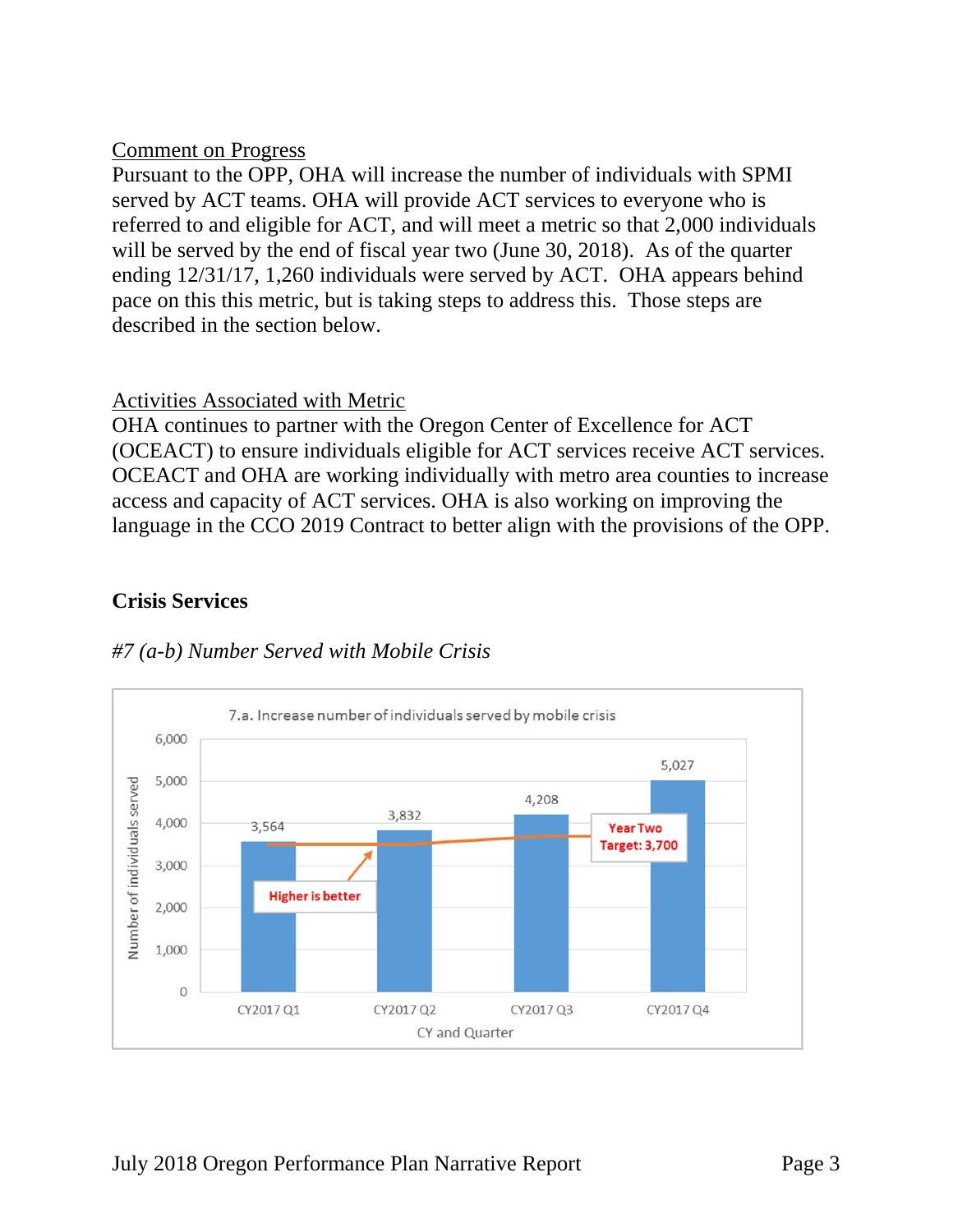Comment on Progress

Pursuant to the OPP, OHA will increase the number of individuals with SPMI served by ACT teams. OHA will provide ACT services to everyone who is referred to and eligible for ACT, and will meet a metric so that 2,000 individuals will be served by the end of fiscal year two (June 30, 2018). As of the quarter ending 12/31/17, 1,260 individuals were served by ACT. OHA appears behind pace on this this metric, but is taking steps to address this. Those steps are described in the section below.

Activities Associated with Metric

OHA continues to partner with the Oregon Center of Excellence for ACT (OCEACT) to ensure individuals eligible for ACT services receive ACT services. OCEACT and OHA are working individually with metro area counties to increase access and capacity of ACT services. OHA is also working on improving the language in the CCO 2019 Contract to better align with the provisions of the OPP.

## Crisis Services

*#7 (a-b) Number Served with Mobile Crisis*

7.a. Increase number of individuals served by mobile crisis

| CY and Quarter | Number of individuals served |
| --- | --- |
| CY2017 Q1 | 3,564 |
| CY2017 Q2 | 3,832 |
| CY2017 Q3 | 4,208 |
| CY2017 Q4 | 5,027 |

Year Two Target: 3,700

Higher is better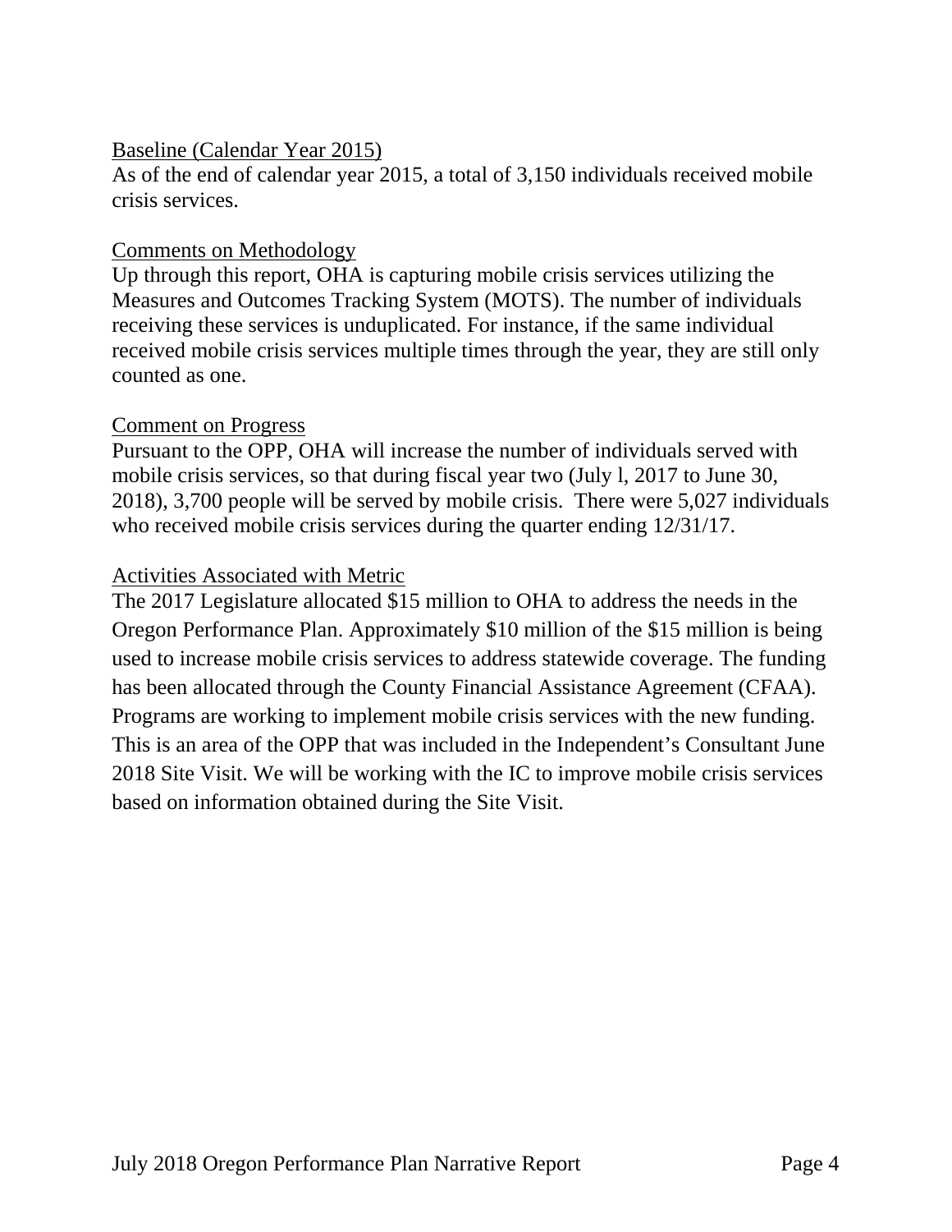Baseline (Calendar Year 2015)

As of the end of calendar year 2015, a total of 3,150 individuals received mobile crisis services.

Comments on Methodology

Up through this report, OHA is capturing mobile crisis services utilizing the Measures and Outcomes Tracking System (MOTS). The number of individuals receiving these services is unduplicated. For instance, if the same individual received mobile crisis services multiple times through the year, they are still only counted as one.

Comment on Progress

Pursuant to the OPP, OHA will increase the number of individuals served with mobile crisis services, so that during fiscal year two (July l, 2017 to June 30, 2018), 3,700 people will be served by mobile crisis. There were 5,027 individuals who received mobile crisis services during the quarter ending 12/31/17.

Activities Associated with Metric

The 2017 Legislature allocated $15 million to OHA to address the needs in the Oregon Performance Plan. Approximately $10 million of the $15 million is being used to increase mobile crisis services to address statewide coverage. The funding has been allocated through the County Financial Assistance Agreement (CFAA). Programs are working to implement mobile crisis services with the new funding. This is an area of the OPP that was included in the Independent's Consultant June 2018 Site Visit. We will be working with the IC to improve mobile crisis services based on information obtained during the Site Visit.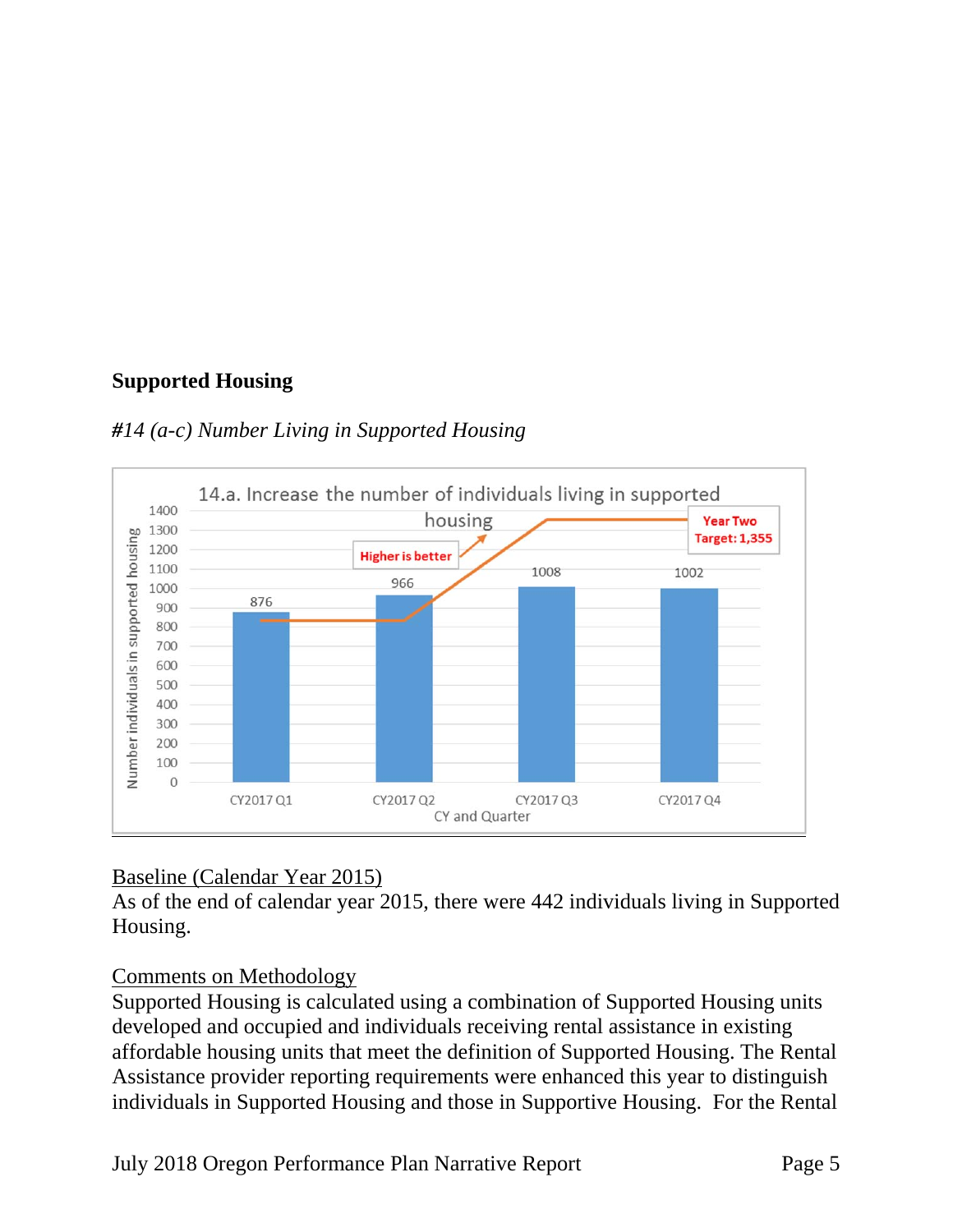**Supported Housing**

*#14 (a-c) Number Living in Supported Housing*

14.a. Increase the number of individuals living in supported housing

| CY and Quarter | Number individuals in supported housing |
|---|---|
| CY2017 Q1 | 876 |
| CY2017 Q2 | 966 |
| CY2017 Q3 | 1008 |
| CY2017 Q4 | 1002 |

Higher is better

Year Two Target: 1,355

Baseline (Calendar Year 2015)
As of the end of calendar year 2015, there were 442 individuals living in Supported Housing.

Comments on Methodology
Supported Housing is calculated using a combination of Supported Housing units developed and occupied and individuals receiving rental assistance in existing affordable housing units that meet the definition of Supported Housing. The Rental Assistance provider reporting requirements were enhanced this year to distinguish individuals in Supported Housing and those in Supportive Housing. For the Rental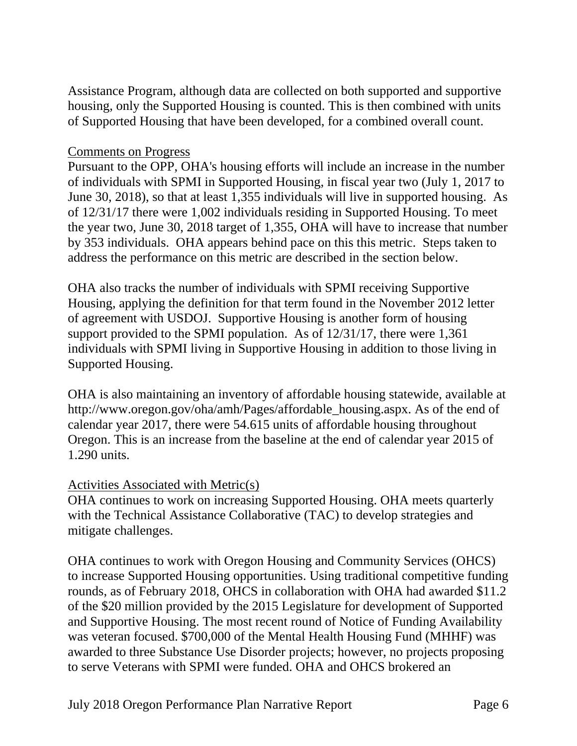Assistance Program, although data are collected on both supported and supportive housing, only the Supported Housing is counted. This is then combined with units of Supported Housing that have been developed, for a combined overall count.

Comments on Progress

Pursuant to the OPP, OHA's housing efforts will include an increase in the number of individuals with SPMI in Supported Housing, in fiscal year two (July 1, 2017 to June 30, 2018), so that at least 1,355 individuals will live in supported housing. As of 12/31/17 there were 1,002 individuals residing in Supported Housing. To meet the year two, June 30, 2018 target of 1,355, OHA will have to increase that number by 353 individuals. OHA appears behind pace on this this metric. Steps taken to address the performance on this metric are described in the section below.

OHA also tracks the number of individuals with SPMI receiving Supportive Housing, applying the definition for that term found in the November 2012 letter of agreement with USDOJ. Supportive Housing is another form of housing support provided to the SPMI population. As of 12/31/17, there were 1,361 individuals with SPMI living in Supportive Housing in addition to those living in Supported Housing.

OHA is also maintaining an inventory of affordable housing statewide, available at http://www.oregon.gov/oha/amh/Pages/affordable_housing.aspx. As of the end of calendar year 2017, there were 54.615 units of affordable housing throughout Oregon. This is an increase from the baseline at the end of calendar year 2015 of 1.290 units.

Activities Associated with Metric(s)

OHA continues to work on increasing Supported Housing. OHA meets quarterly with the Technical Assistance Collaborative (TAC) to develop strategies and mitigate challenges.

OHA continues to work with Oregon Housing and Community Services (OHCS) to increase Supported Housing opportunities. Using traditional competitive funding rounds, as of February 2018, OHCS in collaboration with OHA had awarded $11.2 of the $20 million provided by the 2015 Legislature for development of Supported and Supportive Housing. The most recent round of Notice of Funding Availability was veteran focused. $700,000 of the Mental Health Housing Fund (MHHF) was awarded to three Substance Use Disorder projects; however, no projects proposing to serve Veterans with SPMI were funded. OHA and OHCS brokered an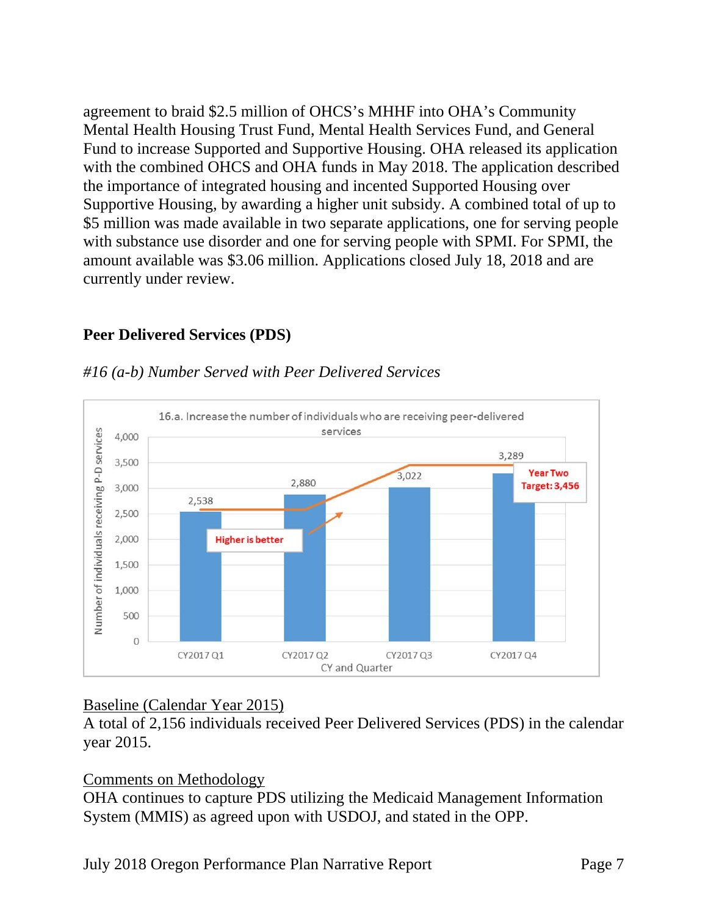agreement to braid $2.5 million of OHCS's MHHF into OHA's Community Mental Health Housing Trust Fund, Mental Health Services Fund, and General Fund to increase Supported and Supportive Housing. OHA released its application with the combined OHCS and OHA funds in May 2018. The application described the importance of integrated housing and incented Supported Housing over Supportive Housing, by awarding a higher unit subsidy. A combined total of up to $5 million was made available in two separate applications, one for serving people with substance use disorder and one for serving people with SPMI. For SPMI, the amount available was $3.06 million. Applications closed July 18, 2018 and are currently under review.

## Peer Delivered Services (PDS)

*#16 (a-b) Number Served with Peer Delivered Services*

16.a. Increase the number of individuals who are receiving peer-delivered services

| CY and Quarter | Number of individuals receiving P-D services |
|---|---|
| CY2017 Q1 | 2,538 |
| CY2017 Q2 | 2,880 |
| CY2017 Q3 | 3,022 |
| CY2017 Q4 | 3,289 |

Higher is better

Year Two Target: 3,456

<u>Baseline (Calendar Year 2015)</u>

A total of 2,156 individuals received Peer Delivered Services (PDS) in the calendar year 2015.

<u>Comments on Methodology</u>

OHA continues to capture PDS utilizing the Medicaid Management Information System (MMIS) as agreed upon with USDOJ, and stated in the OPP.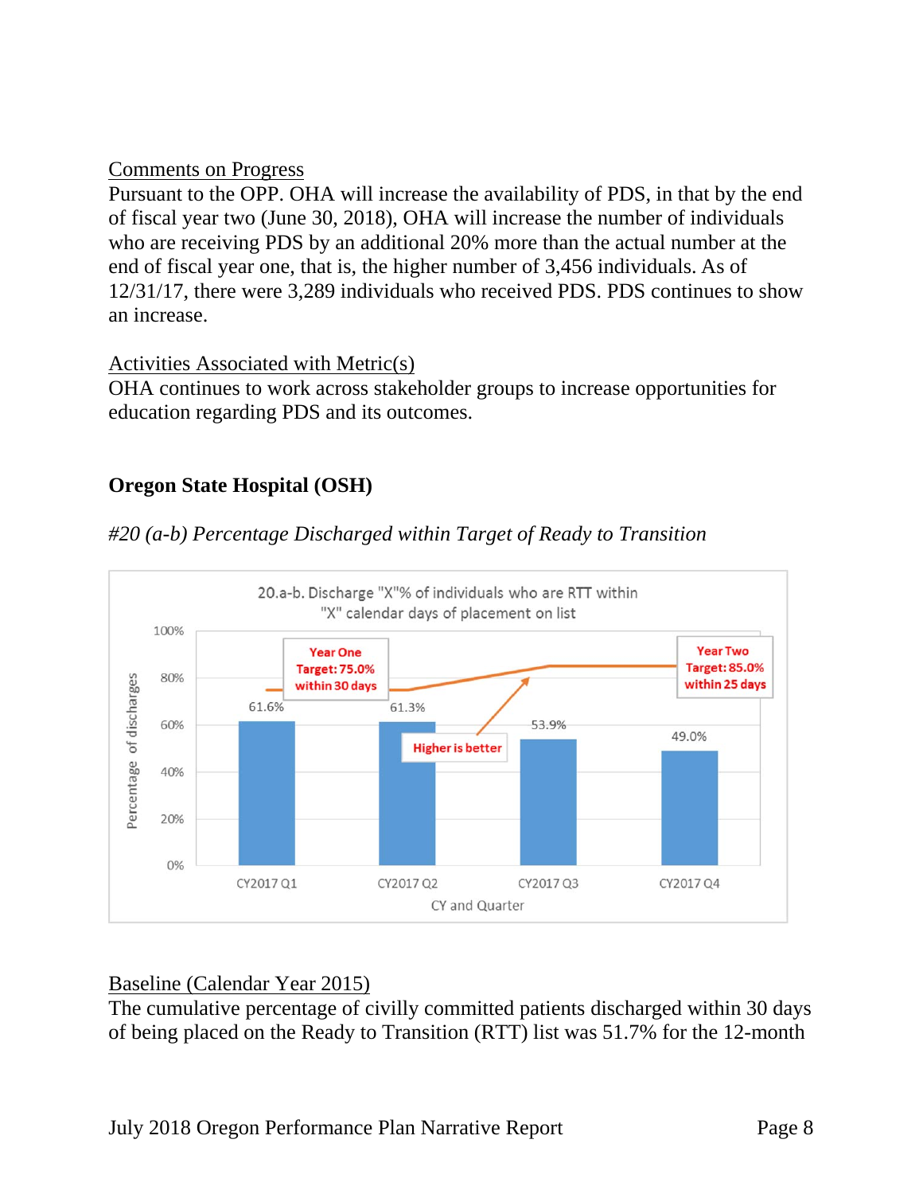Comments on Progress

Pursuant to the OPP. OHA will increase the availability of PDS, in that by the end of fiscal year two (June 30, 2018), OHA will increase the number of individuals who are receiving PDS by an additional 20% more than the actual number at the end of fiscal year one, that is, the higher number of 3,456 individuals. As of 12/31/17, there were 3,289 individuals who received PDS. PDS continues to show an increase.

Activities Associated with Metric(s)

OHA continues to work across stakeholder groups to increase opportunities for education regarding PDS and its outcomes.

## Oregon State Hospital (OSH)

*#20 (a-b) Percentage Discharged within Target of Ready to Transition*

20.a-b. Discharge "X"% of individuals who are RTT within "X" calendar days of placement on list

| CY and Quarter | Percentage of discharges |
|---|---|
| CY2017 Q1 | 61.6% |
| CY2017 Q2 | 61.3% |
| CY2017 Q3 | 53.9% |
| CY2017 Q4 | 49.0% |

Year One Target: 75.0% within 30 days

Year Two Target: 85.0% within 25 days

Higher is better

Baseline (Calendar Year 2015)

The cumulative percentage of civilly committed patients discharged within 30 days of being placed on the Ready to Transition (RTT) list was 51.7% for the 12-month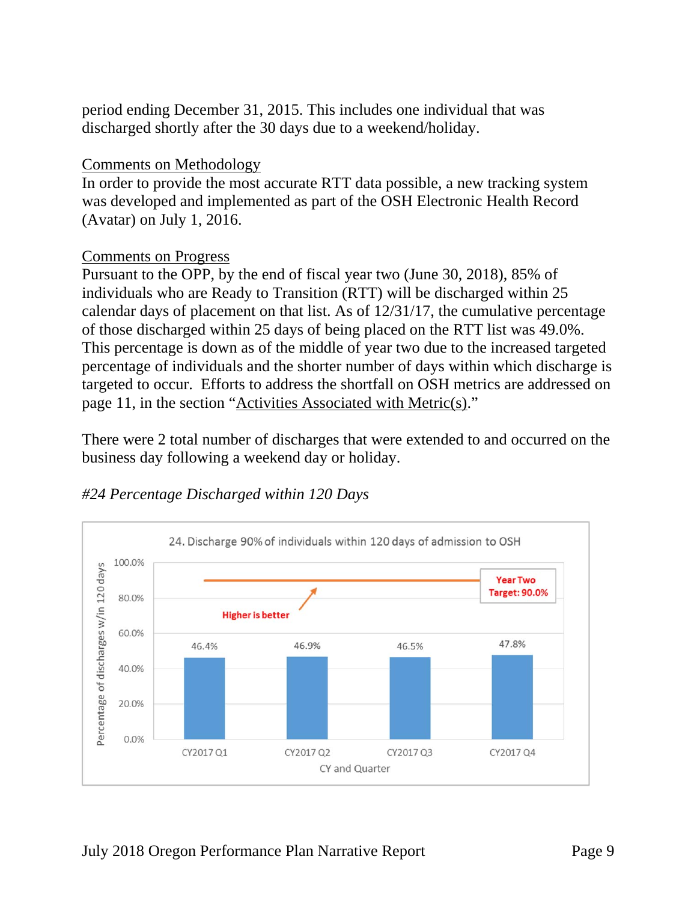period ending December 31, 2015. This includes one individual that was discharged shortly after the 30 days due to a weekend/holiday.

Comments on Methodology

In order to provide the most accurate RTT data possible, a new tracking system was developed and implemented as part of the OSH Electronic Health Record (Avatar) on July 1, 2016.

Comments on Progress

Pursuant to the OPP, by the end of fiscal year two (June 30, 2018), 85% of individuals who are Ready to Transition (RTT) will be discharged within 25 calendar days of placement on that list. As of 12/31/17, the cumulative percentage of those discharged within 25 days of being placed on the RTT list was 49.0%. This percentage is down as of the middle of year two due to the increased targeted percentage of individuals and the shorter number of days within which discharge is targeted to occur. Efforts to address the shortfall on OSH metrics are addressed on page 11, in the section "Activities Associated with Metric(s)."

There were 2 total number of discharges that were extended to and occurred on the business day following a weekend day or holiday.

*#24 Percentage Discharged within 120 Days*

24. Discharge 90% of individuals within 120 days of admission to OSH

| CY and Quarter | Percentage of discharges w/in 120 days |
|---|---|
| CY2017 Q1 | 46.4% |
| CY2017 Q2 | 46.9% |
| CY2017 Q3 | 46.5% |
| CY2017 Q4 | 47.8% |

Year Two Target: 90.0%

Higher is better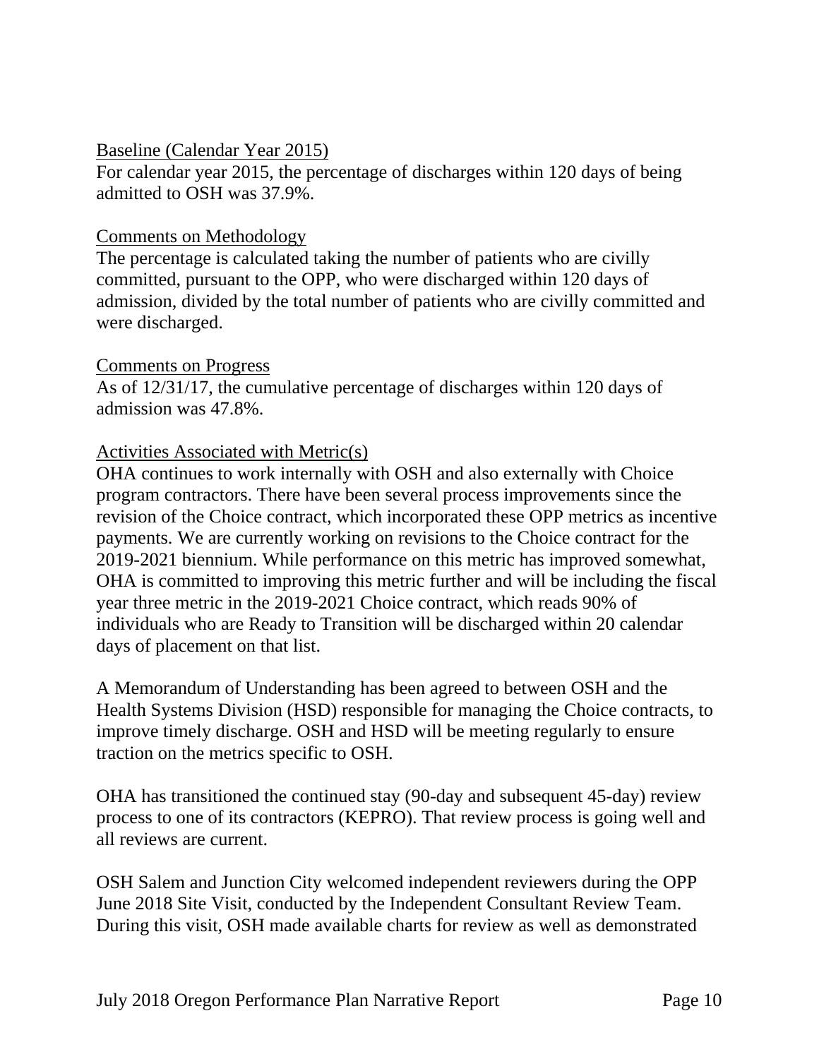Baseline (Calendar Year 2015)

For calendar year 2015, the percentage of discharges within 120 days of being admitted to OSH was 37.9%.

Comments on Methodology

The percentage is calculated taking the number of patients who are civilly committed, pursuant to the OPP, who were discharged within 120 days of admission, divided by the total number of patients who are civilly committed and were discharged.

Comments on Progress

As of 12/31/17, the cumulative percentage of discharges within 120 days of admission was 47.8%.

Activities Associated with Metric(s)

OHA continues to work internally with OSH and also externally with Choice program contractors. There have been several process improvements since the revision of the Choice contract, which incorporated these OPP metrics as incentive payments. We are currently working on revisions to the Choice contract for the 2019-2021 biennium. While performance on this metric has improved somewhat, OHA is committed to improving this metric further and will be including the fiscal year three metric in the 2019-2021 Choice contract, which reads 90% of individuals who are Ready to Transition will be discharged within 20 calendar days of placement on that list.

A Memorandum of Understanding has been agreed to between OSH and the Health Systems Division (HSD) responsible for managing the Choice contracts, to improve timely discharge. OSH and HSD will be meeting regularly to ensure traction on the metrics specific to OSH.

OHA has transitioned the continued stay (90-day and subsequent 45-day) review process to one of its contractors (KEPRO). That review process is going well and all reviews are current.

OSH Salem and Junction City welcomed independent reviewers during the OPP June 2018 Site Visit, conducted by the Independent Consultant Review Team. During this visit, OSH made available charts for review as well as demonstrated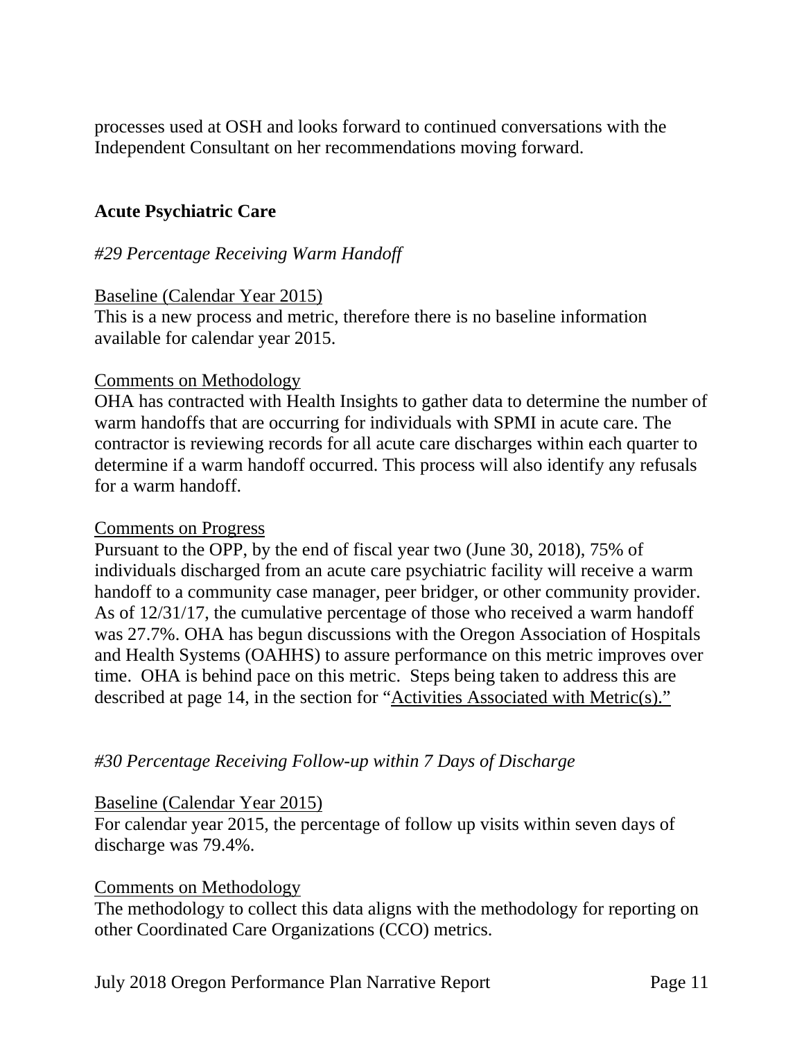processes used at OSH and looks forward to continued conversations with the Independent Consultant on her recommendations moving forward.

## Acute Psychiatric Care

### *#29 Percentage Receiving Warm Handoff*

<u>Baseline (Calendar Year 2015)</u>
This is a new process and metric, therefore there is no baseline information available for calendar year 2015.

<u>Comments on Methodology</u>
OHA has contracted with Health Insights to gather data to determine the number of warm handoffs that are occurring for individuals with SPMI in acute care. The contractor is reviewing records for all acute care discharges within each quarter to determine if a warm handoff occurred. This process will also identify any refusals for a warm handoff.

<u>Comments on Progress</u>
Pursuant to the OPP, by the end of fiscal year two (June 30, 2018), 75% of individuals discharged from an acute care psychiatric facility will receive a warm handoff to a community case manager, peer bridger, or other community provider. As of 12/31/17, the cumulative percentage of those who received a warm handoff was 27.7%. OHA has begun discussions with the Oregon Association of Hospitals and Health Systems (OAHHS) to assure performance on this metric improves over time. OHA is behind pace on this metric. Steps being taken to address this are described at page 14, in the section for "<u>Activities Associated with Metric(s).</u>"

### *#30 Percentage Receiving Follow-up within 7 Days of Discharge*

<u>Baseline (Calendar Year 2015)</u>
For calendar year 2015, the percentage of follow up visits within seven days of discharge was 79.4%.

<u>Comments on Methodology</u>
The methodology to collect this data aligns with the methodology for reporting on other Coordinated Care Organizations (CCO) metrics.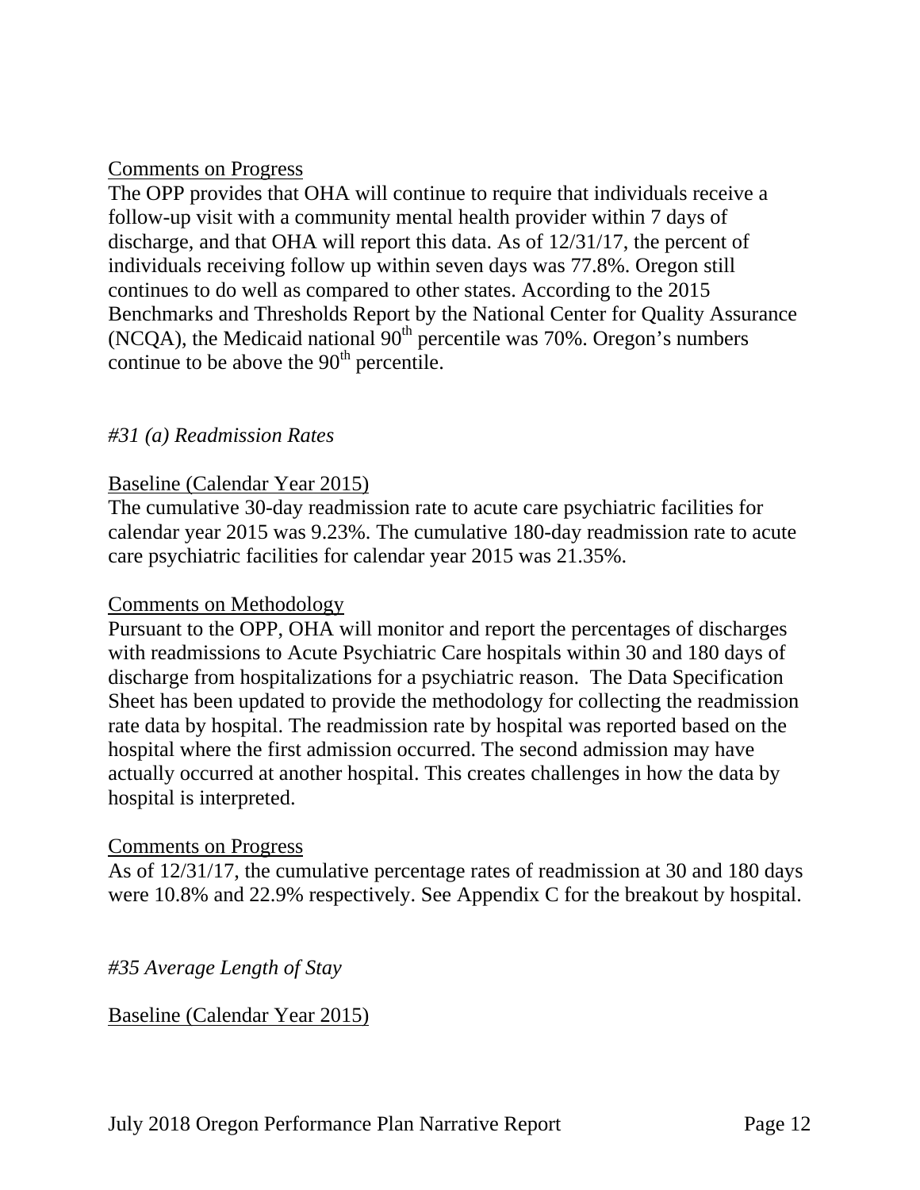Comments on Progress

The OPP provides that OHA will continue to require that individuals receive a follow-up visit with a community mental health provider within 7 days of discharge, and that OHA will report this data. As of 12/31/17, the percent of individuals receiving follow up within seven days was 77.8%. Oregon still continues to do well as compared to other states. According to the 2015 Benchmarks and Thresholds Report by the National Center for Quality Assurance (NCQA), the Medicaid national 90th percentile was 70%. Oregon's numbers continue to be above the 90th percentile.

*#31 (a) Readmission Rates*

Baseline (Calendar Year 2015)

The cumulative 30-day readmission rate to acute care psychiatric facilities for calendar year 2015 was 9.23%. The cumulative 180-day readmission rate to acute care psychiatric facilities for calendar year 2015 was 21.35%.

Comments on Methodology

Pursuant to the OPP, OHA will monitor and report the percentages of discharges with readmissions to Acute Psychiatric Care hospitals within 30 and 180 days of discharge from hospitalizations for a psychiatric reason. The Data Specification Sheet has been updated to provide the methodology for collecting the readmission rate data by hospital. The readmission rate by hospital was reported based on the hospital where the first admission occurred. The second admission may have actually occurred at another hospital. This creates challenges in how the data by hospital is interpreted.

Comments on Progress

As of 12/31/17, the cumulative percentage rates of readmission at 30 and 180 days were 10.8% and 22.9% respectively. See Appendix C for the breakout by hospital.

*#35 Average Length of Stay*

Baseline (Calendar Year 2015)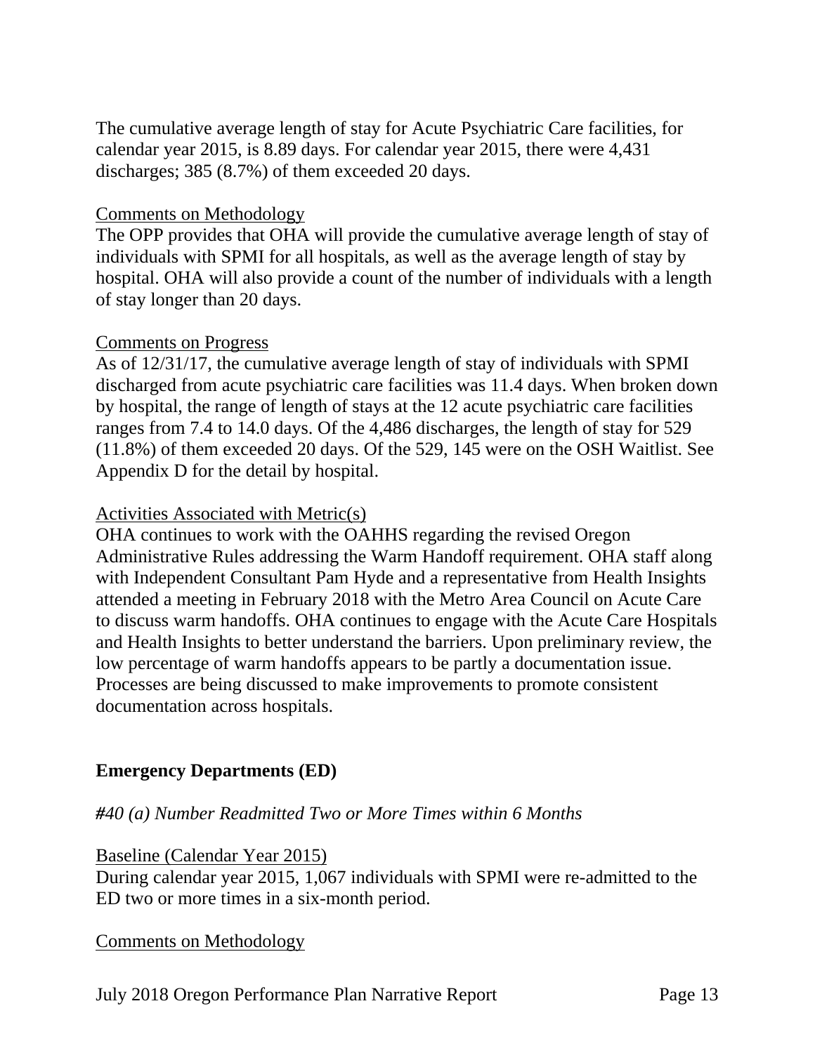The cumulative average length of stay for Acute Psychiatric Care facilities, for calendar year 2015, is 8.89 days. For calendar year 2015, there were 4,431 discharges; 385 (8.7%) of them exceeded 20 days.

<u>Comments on Methodology</u>
The OPP provides that OHA will provide the cumulative average length of stay of individuals with SPMI for all hospitals, as well as the average length of stay by hospital. OHA will also provide a count of the number of individuals with a length of stay longer than 20 days.

<u>Comments on Progress</u>
As of 12/31/17, the cumulative average length of stay of individuals with SPMI discharged from acute psychiatric care facilities was 11.4 days. When broken down by hospital, the range of length of stays at the 12 acute psychiatric care facilities ranges from 7.4 to 14.0 days. Of the 4,486 discharges, the length of stay for 529 (11.8%) of them exceeded 20 days. Of the 529, 145 were on the OSH Waitlist. See Appendix D for the detail by hospital.

<u>Activities Associated with Metric(s)</u>
OHA continues to work with the OAHHS regarding the revised Oregon Administrative Rules addressing the Warm Handoff requirement. OHA staff along with Independent Consultant Pam Hyde and a representative from Health Insights attended a meeting in February 2018 with the Metro Area Council on Acute Care to discuss warm handoffs. OHA continues to engage with the Acute Care Hospitals and Health Insights to better understand the barriers. Upon preliminary review, the low percentage of warm handoffs appears to be partly a documentation issue. Processes are being discussed to make improvements to promote consistent documentation across hospitals.

**Emergency Departments (ED)**

*#40 (a) Number Readmitted Two or More Times within 6 Months*

<u>Baseline (Calendar Year 2015)</u>
During calendar year 2015, 1,067 individuals with SPMI were re-admitted to the ED two or more times in a six-month period.

<u>Comments on Methodology</u>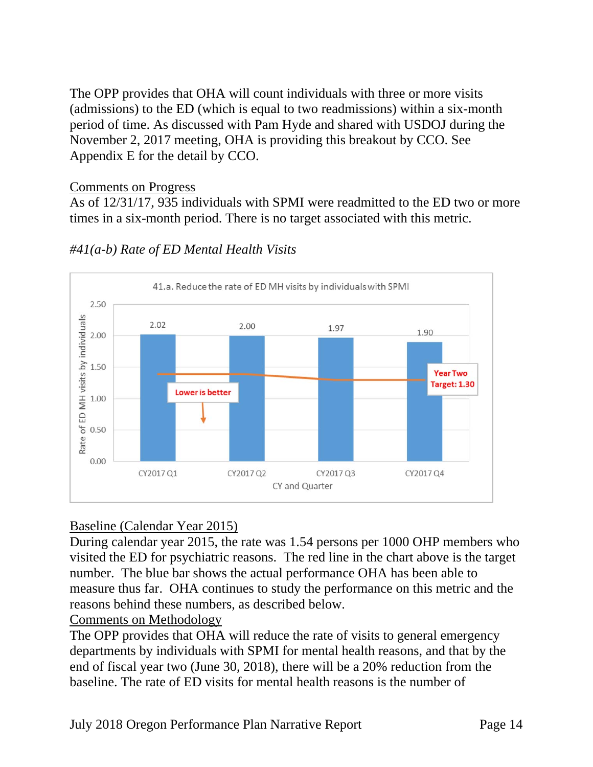The OPP provides that OHA will count individuals with three or more visits (admissions) to the ED (which is equal to two readmissions) within a six-month period of time. As discussed with Pam Hyde and shared with USDOJ during the November 2, 2017 meeting, OHA is providing this breakout by CCO. See Appendix E for the detail by CCO.

Comments on Progress

As of 12/31/17, 935 individuals with SPMI were readmitted to the ED two or more times in a six-month period. There is no target associated with this metric.

*#41(a-b) Rate of ED Mental Health Visits*

41.a. Reduce the rate of ED MH visits by individuals with SPMI

| CY and Quarter | Rate of ED MH visits by individuals |
| --- | --- |
| CY2017 Q1 | 2.02 |
| CY2017 Q2 | 2.00 |
| CY2017 Q3 | 1.97 |
| CY2017 Q4 | 1.90 |

Year Two Target: 1.30

Lower is better

Baseline (Calendar Year 2015)

During calendar year 2015, the rate was 1.54 persons per 1000 OHP members who visited the ED for psychiatric reasons. The red line in the chart above is the target number. The blue bar shows the actual performance OHA has been able to measure thus far. OHA continues to study the performance on this metric and the reasons behind these numbers, as described below.

Comments on Methodology

The OPP provides that OHA will reduce the rate of visits to general emergency departments by individuals with SPMI for mental health reasons, and that by the end of fiscal year two (June 30, 2018), there will be a 20% reduction from the baseline. The rate of ED visits for mental health reasons is the number of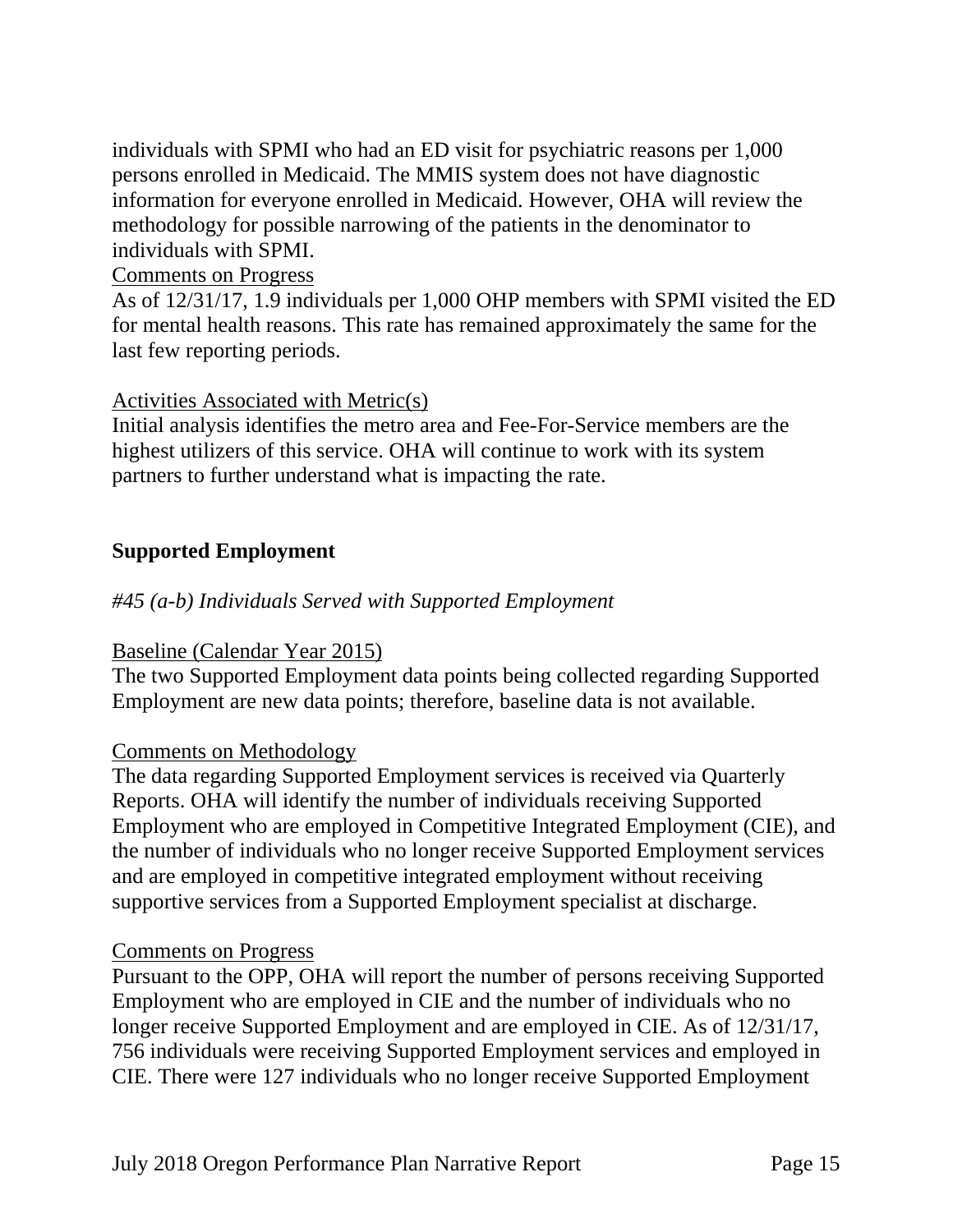individuals with SPMI who had an ED visit for psychiatric reasons per 1,000 persons enrolled in Medicaid. The MMIS system does not have diagnostic information for everyone enrolled in Medicaid. However, OHA will review the methodology for possible narrowing of the patients in the denominator to individuals with SPMI.

<u>Comments on Progress</u>

As of 12/31/17, 1.9 individuals per 1,000 OHP members with SPMI visited the ED for mental health reasons. This rate has remained approximately the same for the last few reporting periods.

<u>Activities Associated with Metric(s)</u>

Initial analysis identifies the metro area and Fee-For-Service members are the highest utilizers of this service. OHA will continue to work with its system partners to further understand what is impacting the rate.

## Supported Employment

*#45 (a-b) Individuals Served with Supported Employment*

<u>Baseline (Calendar Year 2015)</u>

The two Supported Employment data points being collected regarding Supported Employment are new data points; therefore, baseline data is not available.

<u>Comments on Methodology</u>

The data regarding Supported Employment services is received via Quarterly Reports. OHA will identify the number of individuals receiving Supported Employment who are employed in Competitive Integrated Employment (CIE), and the number of individuals who no longer receive Supported Employment services and are employed in competitive integrated employment without receiving supportive services from a Supported Employment specialist at discharge.

<u>Comments on Progress</u>

Pursuant to the OPP, OHA will report the number of persons receiving Supported Employment who are employed in CIE and the number of individuals who no longer receive Supported Employment and are employed in CIE. As of 12/31/17, 756 individuals were receiving Supported Employment services and employed in CIE. There were 127 individuals who no longer receive Supported Employment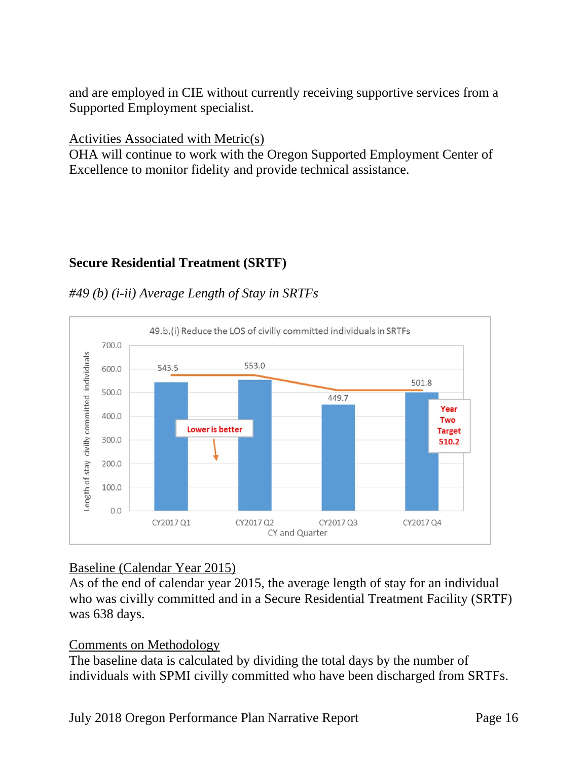and are employed in CIE without currently receiving supportive services from a Supported Employment specialist.

Activities Associated with Metric(s)

OHA will continue to work with the Oregon Supported Employment Center of Excellence to monitor fidelity and provide technical assistance.

## Secure Residential Treatment (SRTF)

*#49 (b) (i-ii) Average Length of Stay in SRTFs*

49.b.(i) Reduce the LOS of civilly committed individuals in SRTFs

| CY and Quarter | Length of stay civilly committed individuals |
|---|---|
| CY2017 Q1 | 543.5 |
| CY2017 Q2 | 553.0 |
| CY2017 Q3 | 449.7 |
| CY2017 Q4 | 501.8 |

Lower is better

Year Two Target 510.2

Baseline (Calendar Year 2015)

As of the end of calendar year 2015, the average length of stay for an individual who was civilly committed and in a Secure Residential Treatment Facility (SRTF) was 638 days.

Comments on Methodology

The baseline data is calculated by dividing the total days by the number of individuals with SPMI civilly committed who have been discharged from SRTFs.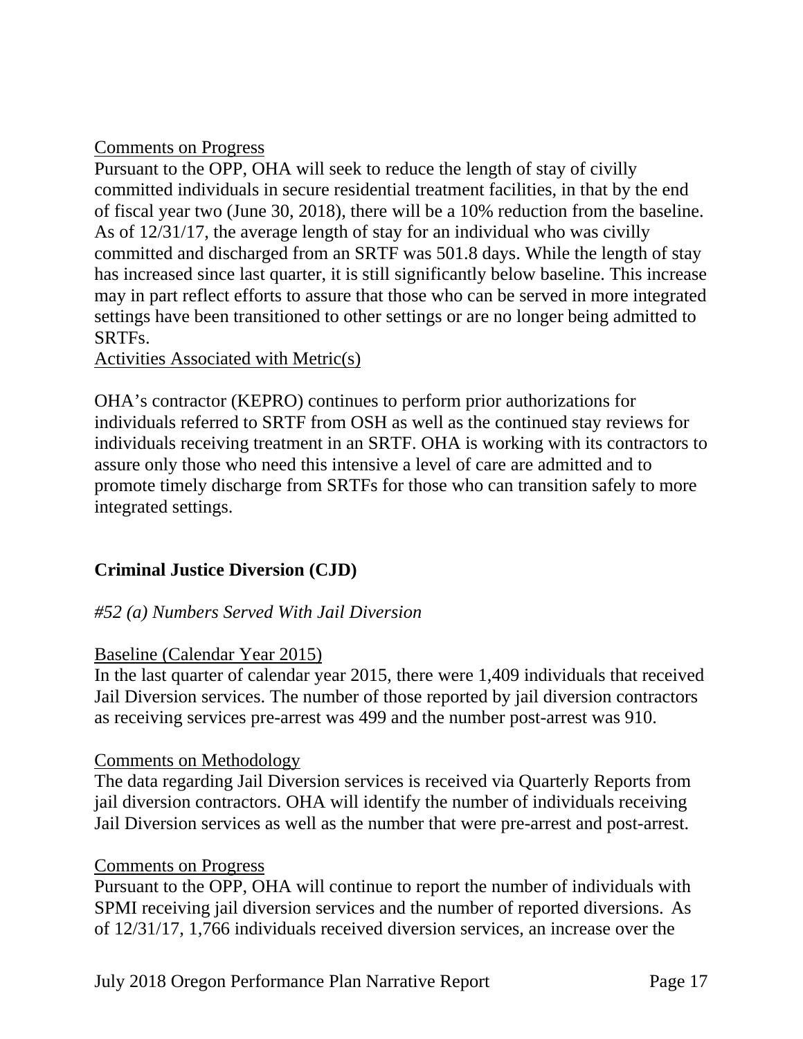Comments on Progress

Pursuant to the OPP, OHA will seek to reduce the length of stay of civilly committed individuals in secure residential treatment facilities, in that by the end of fiscal year two (June 30, 2018), there will be a 10% reduction from the baseline. As of 12/31/17, the average length of stay for an individual who was civilly committed and discharged from an SRTF was 501.8 days. While the length of stay has increased since last quarter, it is still significantly below baseline. This increase may in part reflect efforts to assure that those who can be served in more integrated settings have been transitioned to other settings or are no longer being admitted to SRTFs.

Activities Associated with Metric(s)

OHA's contractor (KEPRO) continues to perform prior authorizations for individuals referred to SRTF from OSH as well as the continued stay reviews for individuals receiving treatment in an SRTF. OHA is working with its contractors to assure only those who need this intensive a level of care are admitted and to promote timely discharge from SRTFs for those who can transition safely to more integrated settings.

**Criminal Justice Diversion (CJD)**

*#52 (a) Numbers Served With Jail Diversion*

Baseline (Calendar Year 2015)

In the last quarter of calendar year 2015, there were 1,409 individuals that received Jail Diversion services. The number of those reported by jail diversion contractors as receiving services pre-arrest was 499 and the number post-arrest was 910.

Comments on Methodology

The data regarding Jail Diversion services is received via Quarterly Reports from jail diversion contractors. OHA will identify the number of individuals receiving Jail Diversion services as well as the number that were pre-arrest and post-arrest.

Comments on Progress

Pursuant to the OPP, OHA will continue to report the number of individuals with SPMI receiving jail diversion services and the number of reported diversions. As of 12/31/17, 1,766 individuals received diversion services, an increase over the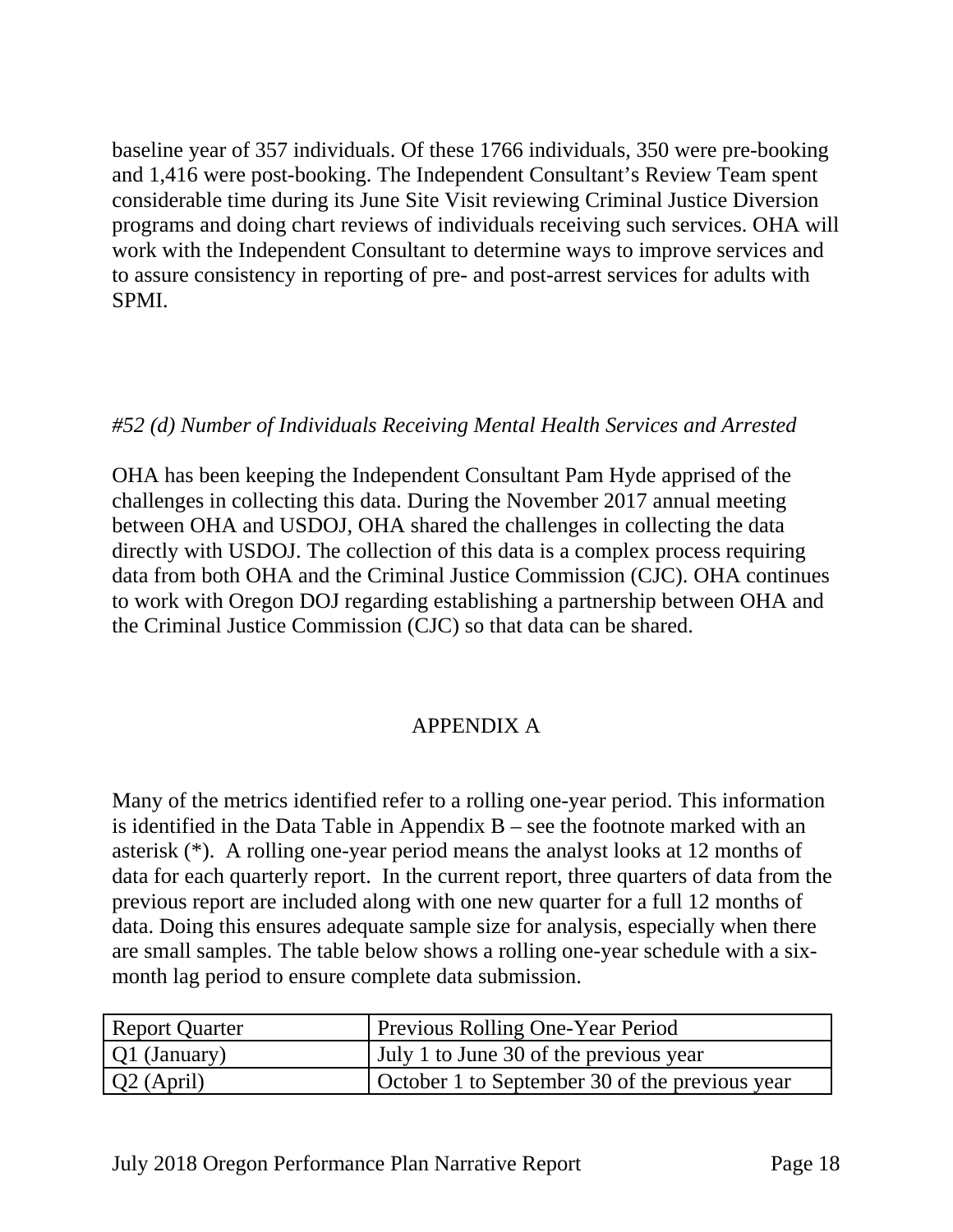baseline year of 357 individuals. Of these 1766 individuals, 350 were pre-booking and 1,416 were post-booking. The Independent Consultant's Review Team spent considerable time during its June Site Visit reviewing Criminal Justice Diversion programs and doing chart reviews of individuals receiving such services. OHA will work with the Independent Consultant to determine ways to improve services and to assure consistency in reporting of pre- and post-arrest services for adults with SPMI.

*#52 (d) Number of Individuals Receiving Mental Health Services and Arrested*

OHA has been keeping the Independent Consultant Pam Hyde apprised of the challenges in collecting this data. During the November 2017 annual meeting between OHA and USDOJ, OHA shared the challenges in collecting the data directly with USDOJ. The collection of this data is a complex process requiring data from both OHA and the Criminal Justice Commission (CJC). OHA continues to work with Oregon DOJ regarding establishing a partnership between OHA and the Criminal Justice Commission (CJC) so that data can be shared.

## APPENDIX A

Many of the metrics identified refer to a rolling one-year period. This information is identified in the Data Table in Appendix B – see the footnote marked with an asterisk (*). A rolling one-year period means the analyst looks at 12 months of data for each quarterly report. In the current report, three quarters of data from the previous report are included along with one new quarter for a full 12 months of data. Doing this ensures adequate sample size for analysis, especially when there are small samples. The table below shows a rolling one-year schedule with a six-month lag period to ensure complete data submission.

| Report Quarter | Previous Rolling One-Year Period |
|---|---|
| Q1 (January) | July 1 to June 30 of the previous year |
| Q2 (April) | October 1 to September 30 of the previous year |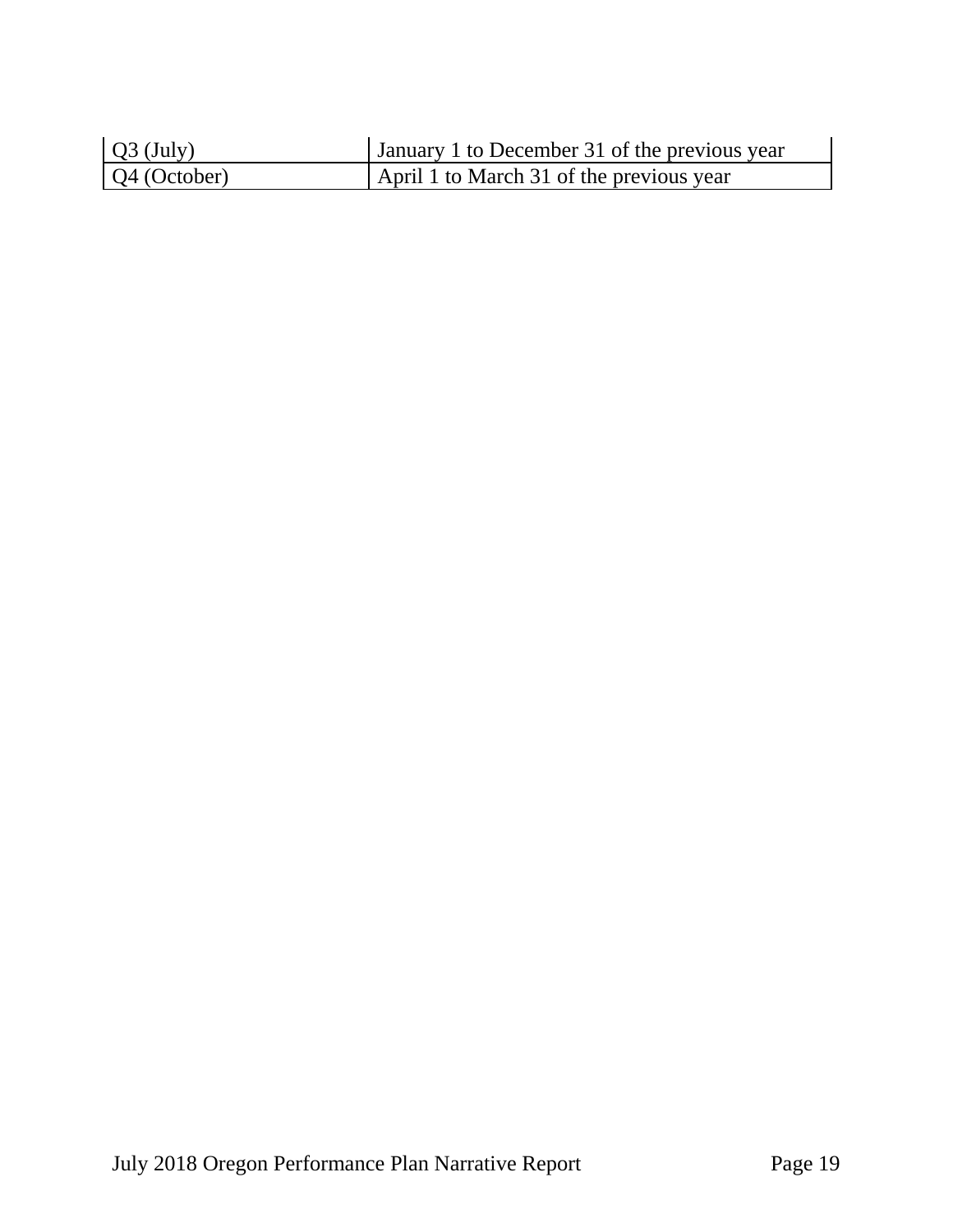| | |
|---|---|
| Q3 (July) | January 1 to December 31 of the previous year |
| Q4 (October) | April 1 to March 31 of the previous year |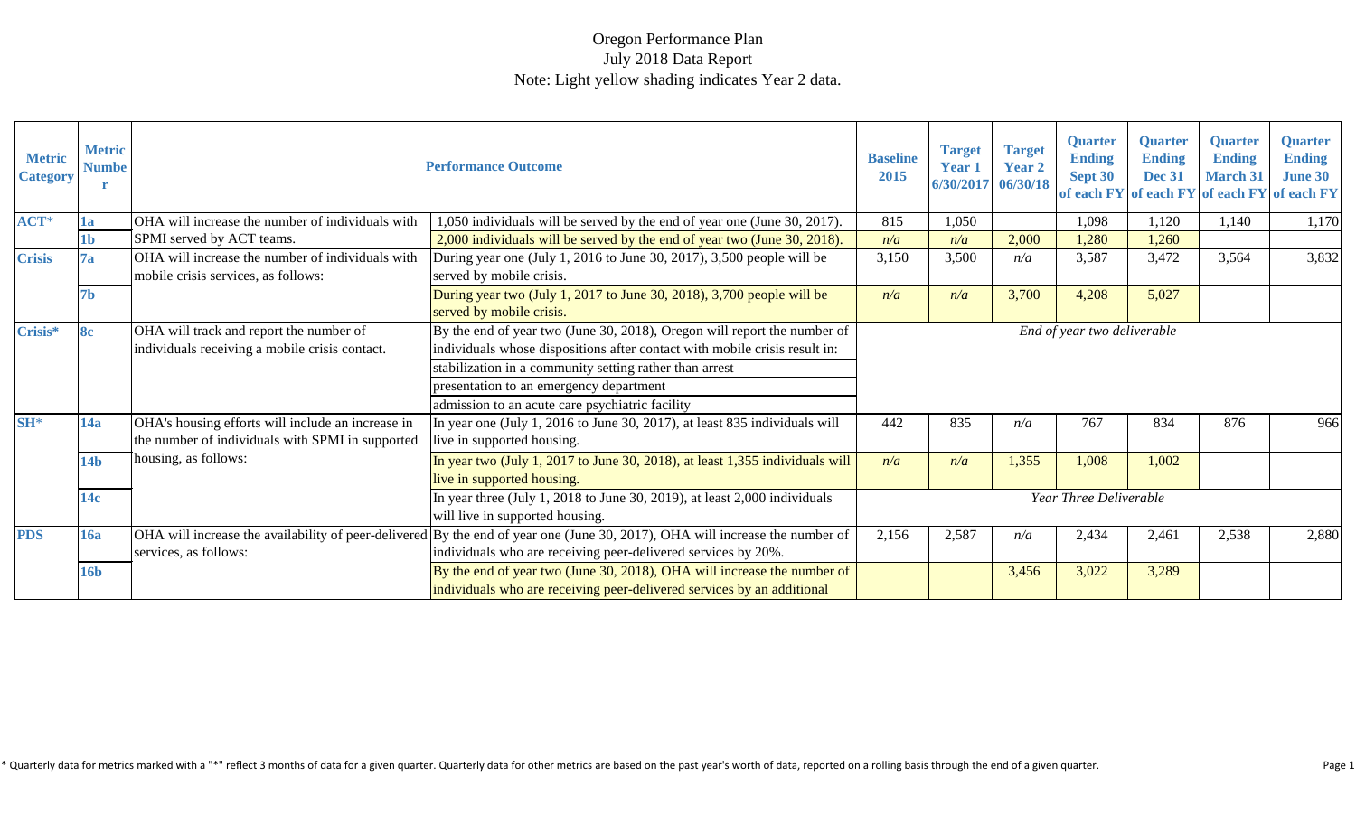# Oregon Performance Plan

July 2018 Data Report

Note: Light yellow shading indicates Year 2 data.

| Metric Category | Metric Number | Performance Outcome | | Baseline 2015 | Target Year 1 6/30/2017 | Target Year 2 06/30/18 | Quarter Ending Sept 30 of each FY | Quarter Ending Dec 31 of each FY | Quarter Ending March 31 of each FY | Quarter Ending June 30 of each FY |
|---|---|---|---|---|---|---|---|---|---|---|
| ACT* | 1a | OHA will increase the number of individuals with SPMI served by ACT teams. | 1,050 individuals will be served by the end of year one (June 30, 2017). | 815 | 1,050 | | 1,098 | 1,120 | 1,140 | 1,170 |
| | 1b | | 2,000 individuals will be served by the end of year two (June 30, 2018). | n/a | n/a | 2,000 | 1,280 | 1,260 | | |
| Crisis | 7a | OHA will increase the number of individuals with mobile crisis services, as follows: | During year one (July 1, 2016 to June 30, 2017), 3,500 people will be served by mobile crisis. | 3,150 | 3,500 | n/a | 3,587 | 3,472 | 3,564 | 3,832 |
| | 7b | | During year two (July 1, 2017 to June 30, 2018), 3,700 people will be served by mobile crisis. | n/a | n/a | 3,700 | 4,208 | 5,027 | | |
| Crisis* | 8c | OHA will track and report the number of individuals receiving a mobile crisis contact. | By the end of year two (June 30, 2018), Oregon will report the number of individuals whose dispositions after contact with mobile crisis result in: | *End of year two deliverable* | | | | | | |
| | | | stabilization in a community setting rather than arrest | | | | | | | |
| | | | presentation to an emergency department | | | | | | | |
| | | | admission to an acute care psychiatric facility | | | | | | | |
| SH* | 14a | OHA's housing efforts will include an increase in the number of individuals with SPMI in supported housing, as follows: | In year one (July 1, 2016 to June 30, 2017), at least 835 individuals will live in supported housing. | 442 | 835 | n/a | 767 | 834 | 876 | 966 |
| | 14b | | In year two (July 1, 2017 to June 30, 2018), at least 1,355 individuals will live in supported housing. | n/a | n/a | 1,355 | 1,008 | 1,002 | | |
| | 14c | | In year three (July 1, 2018 to June 30, 2019), at least 2,000 individuals will live in supported housing. | *Year Three Deliverable* | | | | | | |
| PDS | 16a | OHA will increase the availability of peer-delivered services, as follows: | By the end of year one (June 30, 2017), OHA will increase the number of individuals who are receiving peer-delivered services by 20%. | 2,156 | 2,587 | n/a | 2,434 | 2,461 | 2,538 | 2,880 |
| | 16b | | By the end of year two (June 30, 2018), OHA will increase the number of individuals who are receiving peer-delivered services by an additional | | | 3,456 | 3,022 | 3,289 | | |

* Quarterly data for metrics marked with a "*" reflect 3 months of data for a given quarter. Quarterly data for other metrics are based on the past year's worth of data, reported on a rolling basis through the end of a given quarter.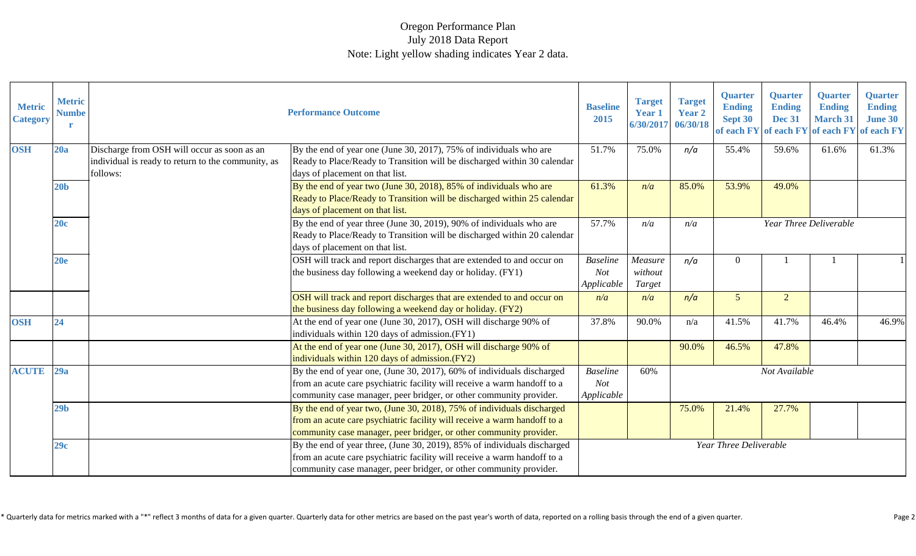# Oregon Performance Plan

July 2018 Data Report

Note: Light yellow shading indicates Year 2 data.

| Metric Category | Metric Number | Performance Outcome | | Baseline 2015 | Target Year 1 6/30/2017 | Target Year 2 06/30/18 | Quarter Ending Sept 30 of each FY | Quarter Ending Dec 31 of each FY | Quarter Ending March 31 of each FY | Quarter Ending June 30 of each FY |
|---|---|---|---|---|---|---|---|---|---|---|
| OSH | 20a | Discharge from OSH will occur as soon as an individual is ready to return to the community, as follows: | By the end of year one (June 30, 2017), 75% of individuals who are Ready to Place/Ready to Transition will be discharged within 30 calendar days of placement on that list. | 51.7% | 75.0% | *n/a* | 55.4% | 59.6% | 61.6% | 61.3% |
| | 20b | | By the end of year two (June 30, 2018), 85% of individuals who are Ready to Place/Ready to Transition will be discharged within 25 calendar days of placement on that list. | 61.3% | *n/a* | 85.0% | 53.9% | 49.0% | | |
| | 20c | | By the end of year three (June 30, 2019), 90% of individuals who are Ready to Place/Ready to Transition will be discharged within 20 calendar days of placement on that list. | 57.7% | *n/a* | *n/a* | *Year Three Deliverable* | | | |
| | 20e | | OSH will track and report discharges that are extended to and occur on the business day following a weekend day or holiday. (FY1) | *Baseline Not Applicable* | *Measure without Target* | *n/a* | 0 | 1 | 1 | 1 |
| | | | OSH will track and report discharges that are extended to and occur on the business day following a weekend day or holiday. (FY2) | *n/a* | *n/a* | *n/a* | 5 | 2 | | |
| OSH | 24 | | At the end of year one (June 30, 2017), OSH will discharge 90% of individuals within 120 days of admission.(FY1) | 37.8% | 90.0% | n/a | 41.5% | 41.7% | 46.4% | 46.9% |
| | | | At the end of year one (June 30, 2017), OSH will discharge 90% of individuals within 120 days of admission.(FY2) | | | 90.0% | 46.5% | 47.8% | | |
| ACUTE | 29a | | By the end of year one, (June 30, 2017), 60% of individuals discharged from an acute care psychiatric facility will receive a warm handoff to a community case manager, peer bridger, or other community provider. | *Baseline Not Applicable* | 60% | *Not Available* | | | | |
| | 29b | | By the end of year two, (June 30, 2018), 75% of individuals discharged from an acute care psychiatric facility will receive a warm handoff to a community case manager, peer bridger, or other community provider. | | | 75.0% | 21.4% | 27.7% | | |
| | 29c | | By the end of year three, (June 30, 2019), 85% of individuals discharged from an acute care psychiatric facility will receive a warm handoff to a community case manager, peer bridger, or other community provider. | *Year Three Deliverable* | | | | | | |

* Quarterly data for metrics marked with a "*" reflect 3 months of data for a given quarter. Quarterly data for other metrics are based on the past year's worth of data, reported on a rolling basis through the end of a given quarter.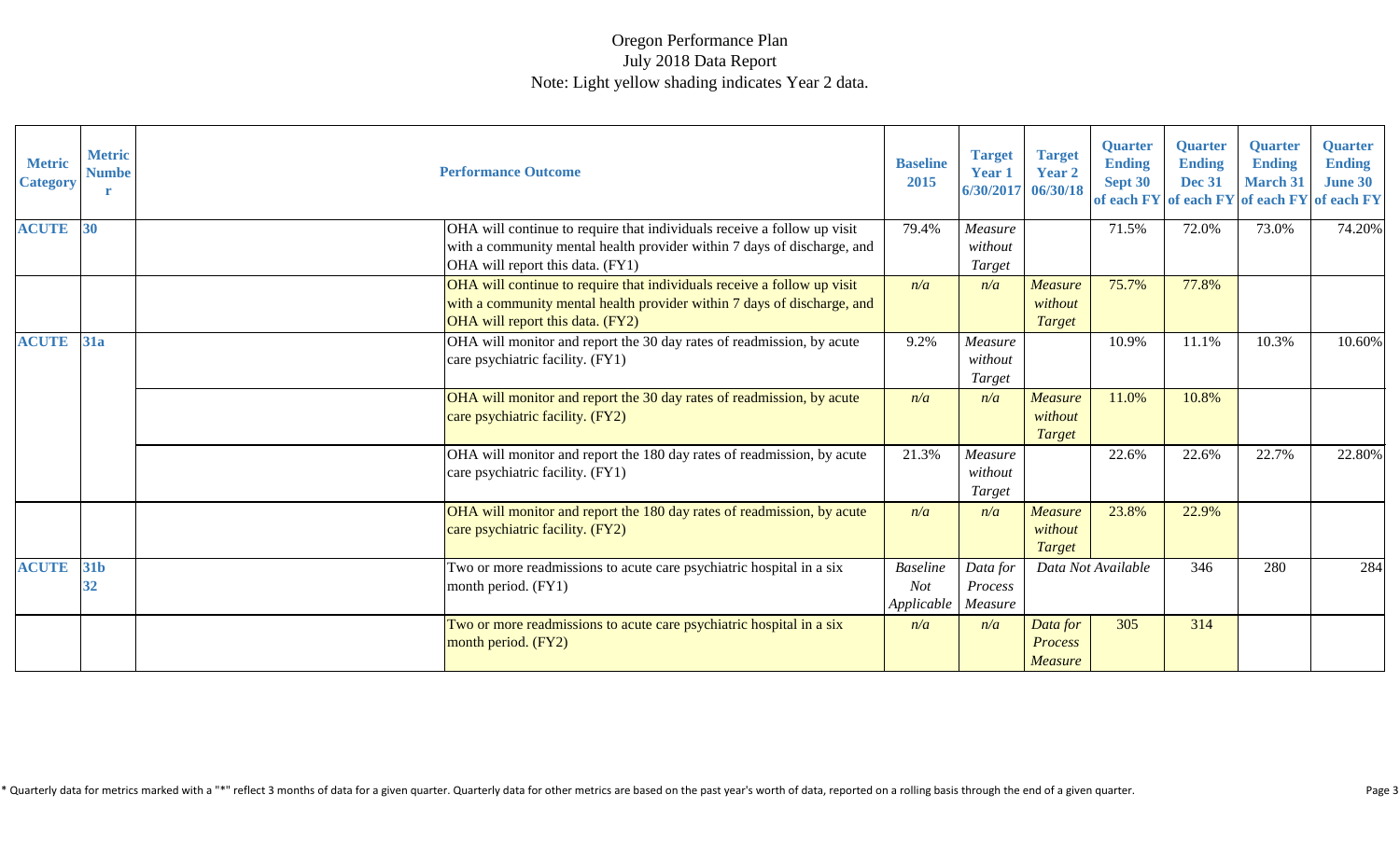# Oregon Performance Plan

July 2018 Data Report

Note: Light yellow shading indicates Year 2 data.

| Metric Category | Metric Number | Performance Outcome | Baseline 2015 | Target Year 1 6/30/2017 | Target Year 2 06/30/18 | Quarter Ending Sept 30 of each FY | Quarter Ending Dec 31 of each FY | Quarter Ending March 31 of each FY | Quarter Ending June 30 of each FY |
|---|---|---|---|---|---|---|---|---|---|
| ACUTE | 30 | OHA will continue to require that individuals receive a follow up visit with a community mental health provider within 7 days of discharge, and OHA will report this data. (FY1) | 79.4% | *Measure without Target* | | 71.5% | 72.0% | 73.0% | 74.20% |
| | | OHA will continue to require that individuals receive a follow up visit with a community mental health provider within 7 days of discharge, and OHA will report this data. (FY2) | *n/a* | *n/a* | *Measure without Target* | 75.7% | 77.8% | | |
| ACUTE | 31a | OHA will monitor and report the 30 day rates of readmission, by acute care psychiatric facility. (FY1) | 9.2% | *Measure without Target* | | 10.9% | 11.1% | 10.3% | 10.60% |
| | | OHA will monitor and report the 30 day rates of readmission, by acute care psychiatric facility. (FY2) | *n/a* | *n/a* | *Measure without Target* | 11.0% | 10.8% | | |
| | | OHA will monitor and report the 180 day rates of readmission, by acute care psychiatric facility. (FY1) | 21.3% | *Measure without Target* | | 22.6% | 22.6% | 22.7% | 22.80% |
| | | OHA will monitor and report the 180 day rates of readmission, by acute care psychiatric facility. (FY2) | *n/a* | *n/a* | *Measure without Target* | 23.8% | 22.9% | | |
| ACUTE | 31b 32 | Two or more readmissions to acute care psychiatric hospital in a six month period. (FY1) | *Baseline Not Applicable* | *Data for Process Measure* | Data Not Available | | 346 | 280 | 284 |
| | | Two or more readmissions to acute care psychiatric hospital in a six month period. (FY2) | *n/a* | *n/a* | *Data for Process Measure* | 305 | 314 | | |

\* Quarterly data for metrics marked with a "*" reflect 3 months of data for a given quarter. Quarterly data for other metrics are based on the past year's worth of data, reported on a rolling basis through the end of a given quarter.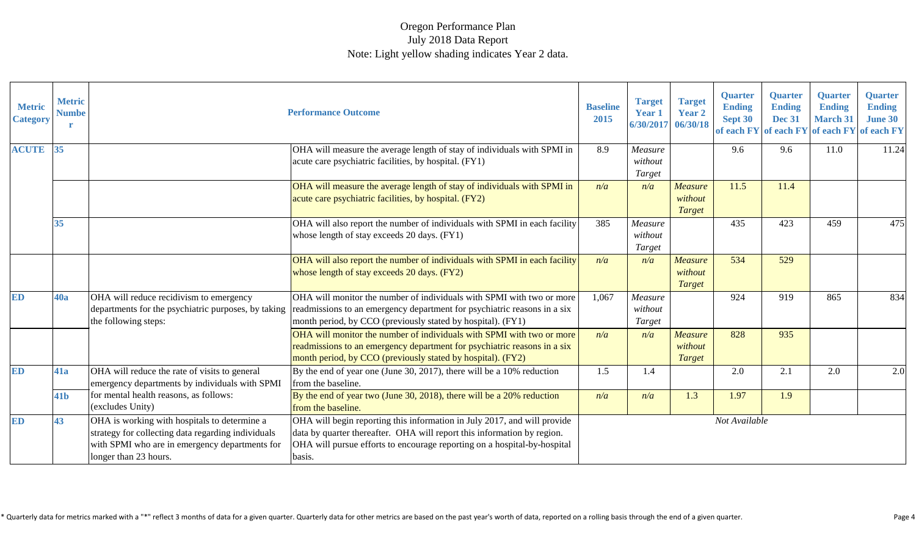Oregon Performance Plan
July 2018 Data Report
Note: Light yellow shading indicates Year 2 data.

| Metric Category | Metric Number | | Performance Outcome | Baseline 2015 | Target Year 1 6/30/2017 | Target Year 2 06/30/18 | Quarter Ending Sept 30 of each FY | Quarter Ending Dec 31 of each FY | Quarter Ending March 31 of each FY | Quarter Ending June 30 of each FY |
|---|---|---|---|---|---|---|---|---|---|---|
| ACUTE | 35 | | OHA will measure the average length of stay of individuals with SPMI in acute care psychiatric facilities, by hospital. (FY1) | 8.9 | *Measure without Target* | | 9.6 | 9.6 | 11.0 | 11.24 |
| | | | OHA will measure the average length of stay of individuals with SPMI in acute care psychiatric facilities, by hospital. (FY2) | *n/a* | *n/a* | *Measure without Target* | 11.5 | 11.4 | | |
| | 35 | | OHA will also report the number of individuals with SPMI in each facility whose length of stay exceeds 20 days. (FY1) | 385 | *Measure without Target* | | 435 | 423 | 459 | 475 |
| | | | OHA will also report the number of individuals with SPMI in each facility whose length of stay exceeds 20 days. (FY2) | *n/a* | *n/a* | *Measure without Target* | 534 | 529 | | |
| ED | 40a | OHA will reduce recidivism to emergency departments for the psychiatric purposes, by taking the following steps: | OHA will monitor the number of individuals with SPMI with two or more readmissions to an emergency department for psychiatric reasons in a six month period, by CCO (previously stated by hospital). (FY1) | 1,067 | *Measure without Target* | | 924 | 919 | 865 | 834 |
| | | | OHA will monitor the number of individuals with SPMI with two or more readmissions to an emergency department for psychiatric reasons in a six month period, by CCO (previously stated by hospital). (FY2) | *n/a* | *n/a* | *Measure without Target* | 828 | 935 | | |
| ED | 41a | OHA will reduce the rate of visits to general emergency departments by individuals with SPMI for mental health reasons, as follows: (excludes Unity) | By the end of year one (June 30, 2017), there will be a 10% reduction from the baseline. | 1.5 | 1.4 | | 2.0 | 2.1 | 2.0 | 2.0 |
| | 41b | | By the end of year two (June 30, 2018), there will be a 20% reduction from the baseline. | *n/a* | *n/a* | 1.3 | 1.97 | 1.9 | | |
| ED | 43 | OHA is working with hospitals to determine a strategy for collecting data regarding individuals with SPMI who are in emergency departments for longer than 23 hours. | OHA will begin reporting this information in July 2017, and will provide data by quarter thereafter. OHA will report this information by region. OHA will pursue efforts to encourage reporting on a hospital-by-hospital basis. | *Not Available* | | | | | | |

* Quarterly data for metrics marked with a "*" reflect 3 months of data for a given quarter. Quarterly data for other metrics are based on the past year's worth of data, reported on a rolling basis through the end of a given quarter.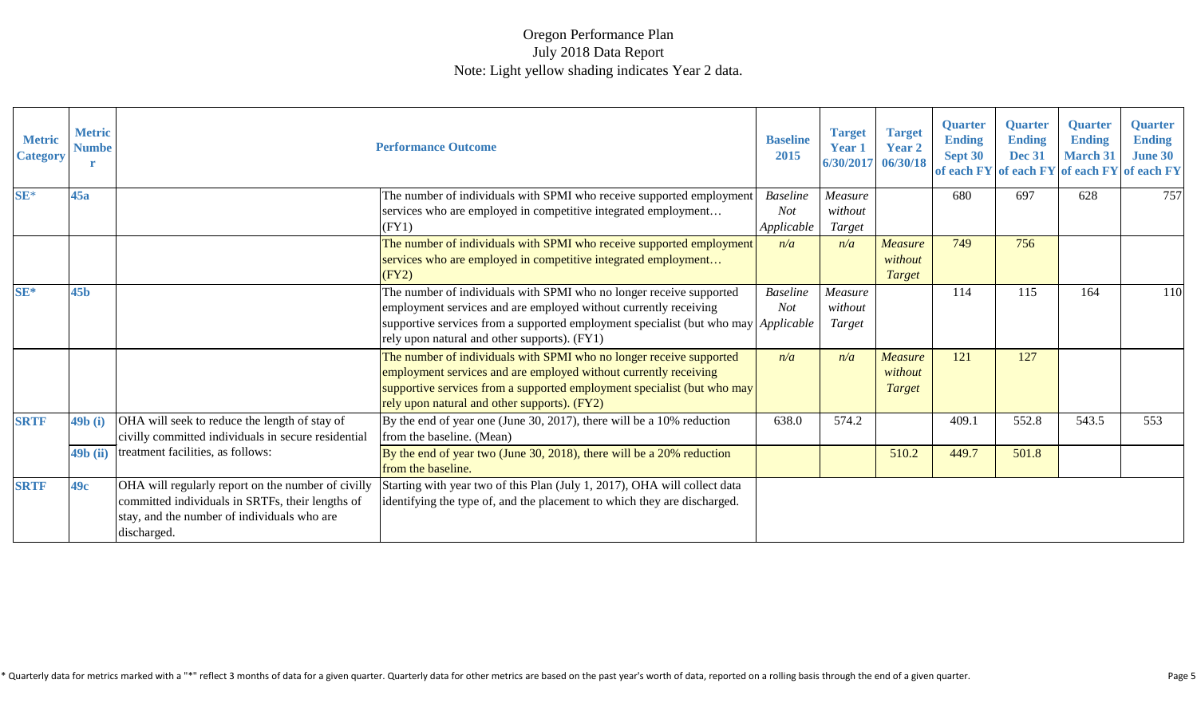Oregon Performance Plan
July 2018 Data Report
Note: Light yellow shading indicates Year 2 data.

| Metric Category | Metric Number | | Performance Outcome | Baseline 2015 | Target Year 1 6/30/2017 | Target Year 2 06/30/18 | Quarter Ending Sept 30 of each FY | Quarter Ending Dec 31 of each FY | Quarter Ending March 31 of each FY | Quarter Ending June 30 of each FY |
|---|---|---|---|---|---|---|---|---|---|---|
| SE* | 45a | | The number of individuals with SPMI who receive supported employment services who are employed in competitive integrated employment… (FY1) | *Baseline Not Applicable* | *Measure without Target* | | 680 | 697 | 628 | 757 |
| | | | The number of individuals with SPMI who receive supported employment services who are employed in competitive integrated employment… (FY2) | *n/a* | *n/a* | *Measure without Target* | 749 | 756 | | |
| SE* | 45b | | The number of individuals with SPMI who no longer receive supported employment services and are employed without currently receiving supportive services from a supported employment specialist (but who may rely upon natural and other supports). (FY1) | *Baseline Not Applicable* | *Measure without Target* | | 114 | 115 | 164 | 110 |
| | | | The number of individuals with SPMI who no longer receive supported employment services and are employed without currently receiving supportive services from a supported employment specialist (but who may rely upon natural and other supports). (FY2) | *n/a* | *n/a* | *Measure without Target* | 121 | 127 | | |
| SRTF | 49b (i) | OHA will seek to reduce the length of stay of civilly committed individuals in secure residential treatment facilities, as follows: | By the end of year one (June 30, 2017), there will be a 10% reduction from the baseline. (Mean) | 638.0 | 574.2 | | 409.1 | 552.8 | 543.5 | 553 |
| | 49b (ii) | | By the end of year two (June 30, 2018), there will be a 20% reduction from the baseline. | | | 510.2 | 449.7 | 501.8 | | |
| SRTF | 49c | OHA will regularly report on the number of civilly committed individuals in SRTFs, their lengths of stay, and the number of individuals who are discharged. | Starting with year two of this Plan (July 1, 2017), OHA will collect data identifying the type of, and the placement to which they are discharged. | | | | | | | |

* Quarterly data for metrics marked with a "*" reflect 3 months of data for a given quarter. Quarterly data for other metrics are based on the past year's worth of data, reported on a rolling basis through the end of a given quarter.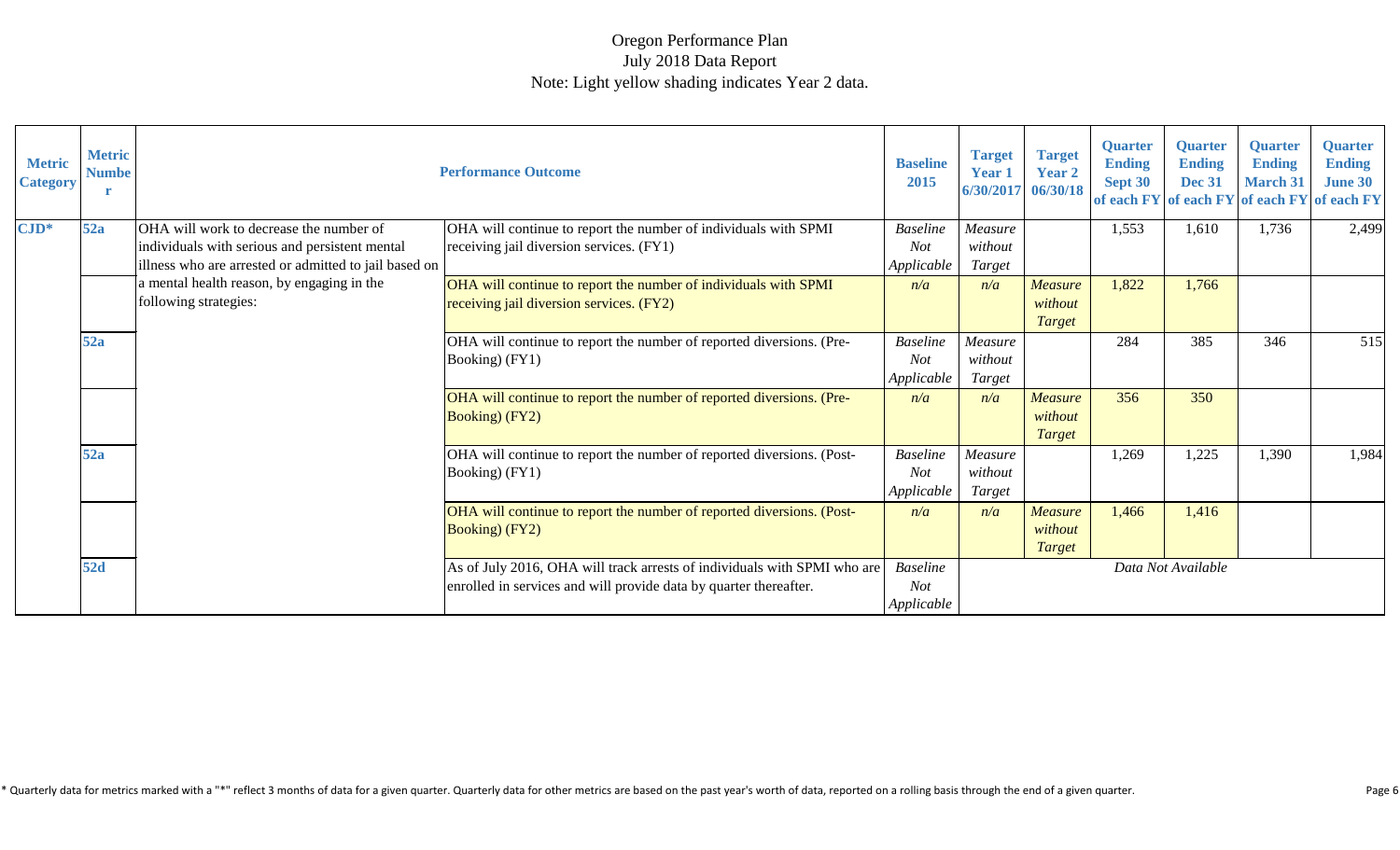# Oregon Performance Plan
## July 2018 Data Report
Note: Light yellow shading indicates Year 2 data.

| Metric Category | Metric Number | Performance Outcome | | Baseline 2015 | Target Year 1 6/30/2017 | Target Year 2 06/30/18 | Quarter Ending Sept 30 of each FY | Quarter Ending Dec 31 of each FY | Quarter Ending March 31 of each FY | Quarter Ending June 30 of each FY |
|---|---|---|---|---|---|---|---|---|---|---|
| CJD* | 52a | OHA will work to decrease the number of individuals with serious and persistent mental illness who are arrested or admitted to jail based on a mental health reason, by engaging in the following strategies: | OHA will continue to report the number of individuals with SPMI receiving jail diversion services. (FY1) | *Baseline Not Applicable* | *Measure without Target* | | 1,553 | 1,610 | 1,736 | 2,499 |
| | | | OHA will continue to report the number of individuals with SPMI receiving jail diversion services. (FY2) | *n/a* | *n/a* | *Measure without Target* | 1,822 | 1,766 | | |
| | 52a | | OHA will continue to report the number of reported diversions. (Pre-Booking) (FY1) | *Baseline Not Applicable* | *Measure without Target* | | 284 | 385 | 346 | 515 |
| | | | OHA will continue to report the number of reported diversions. (Pre-Booking) (FY2) | *n/a* | *n/a* | *Measure without Target* | 356 | 350 | | |
| | 52a | | OHA will continue to report the number of reported diversions. (Post-Booking) (FY1) | *Baseline Not Applicable* | *Measure without Target* | | 1,269 | 1,225 | 1,390 | 1,984 |
| | | | OHA will continue to report the number of reported diversions. (Post-Booking) (FY2) | *n/a* | *n/a* | *Measure without Target* | 1,466 | 1,416 | | |
| | 52d | | As of July 2016, OHA will track arrests of individuals with SPMI who are enrolled in services and will provide data by quarter thereafter. | *Baseline Not Applicable* | *Data Not Available* | | | | | |

* Quarterly data for metrics marked with a "*" reflect 3 months of data for a given quarter. Quarterly data for other metrics are based on the past year's worth of data, reported on a rolling basis through the end of a given quarter.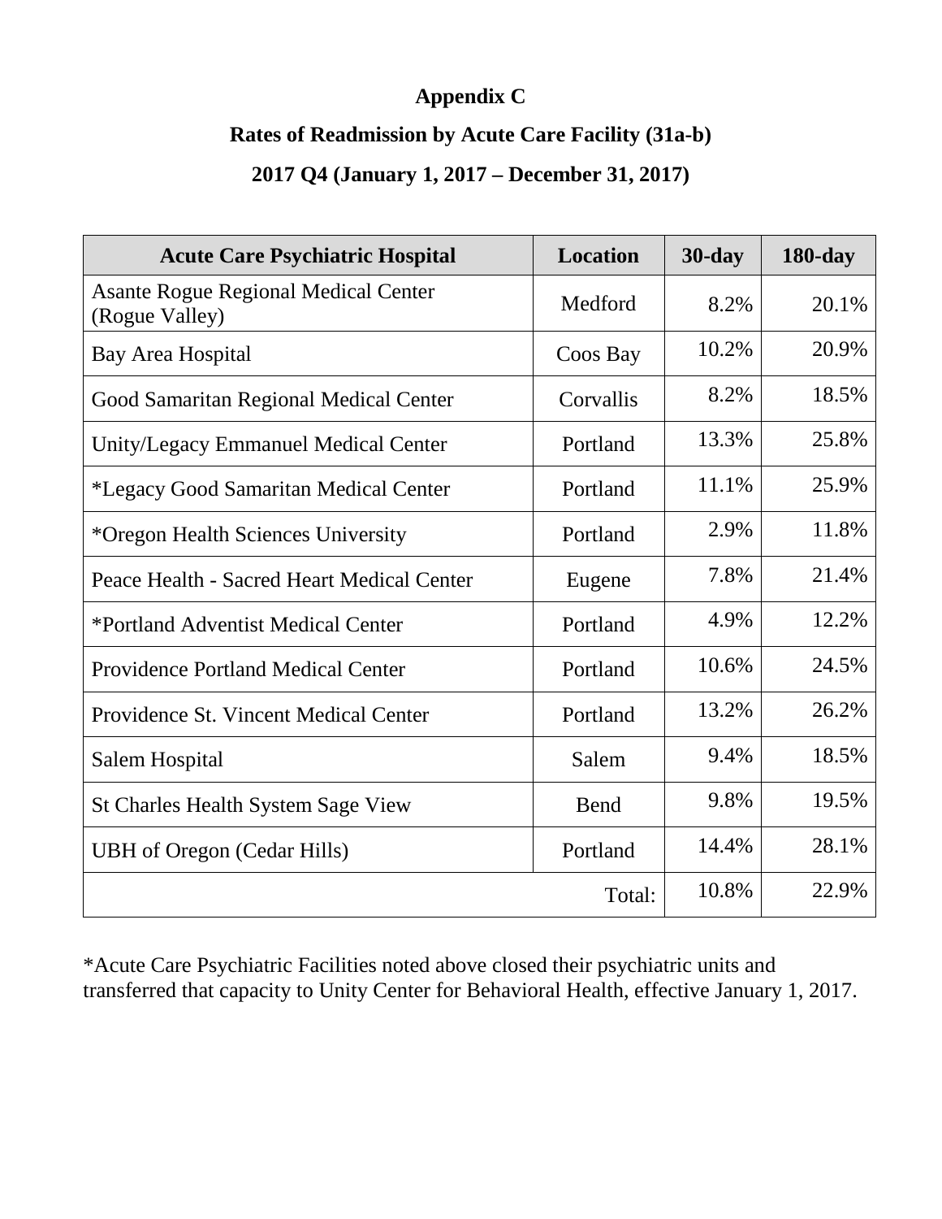**Appendix C**

**Rates of Readmission by Acute Care Facility (31a-b)**

**2017 Q4 (January 1, 2017 – December 31, 2017)**

| Acute Care Psychiatric Hospital | Location | 30-day | 180-day |
|---|---|---|---|
| Asante Rogue Regional Medical Center (Rogue Valley) | Medford | 8.2% | 20.1% |
| Bay Area Hospital | Coos Bay | 10.2% | 20.9% |
| Good Samaritan Regional Medical Center | Corvallis | 8.2% | 18.5% |
| Unity/Legacy Emmanuel Medical Center | Portland | 13.3% | 25.8% |
| *Legacy Good Samaritan Medical Center | Portland | 11.1% | 25.9% |
| *Oregon Health Sciences University | Portland | 2.9% | 11.8% |
| Peace Health - Sacred Heart Medical Center | Eugene | 7.8% | 21.4% |
| *Portland Adventist Medical Center | Portland | 4.9% | 12.2% |
| Providence Portland Medical Center | Portland | 10.6% | 24.5% |
| Providence St. Vincent Medical Center | Portland | 13.2% | 26.2% |
| Salem Hospital | Salem | 9.4% | 18.5% |
| St Charles Health System Sage View | Bend | 9.8% | 19.5% |
| UBH of Oregon (Cedar Hills) | Portland | 14.4% | 28.1% |
| | Total: | 10.8% | 22.9% |

*Acute Care Psychiatric Facilities noted above closed their psychiatric units and transferred that capacity to Unity Center for Behavioral Health, effective January 1, 2017.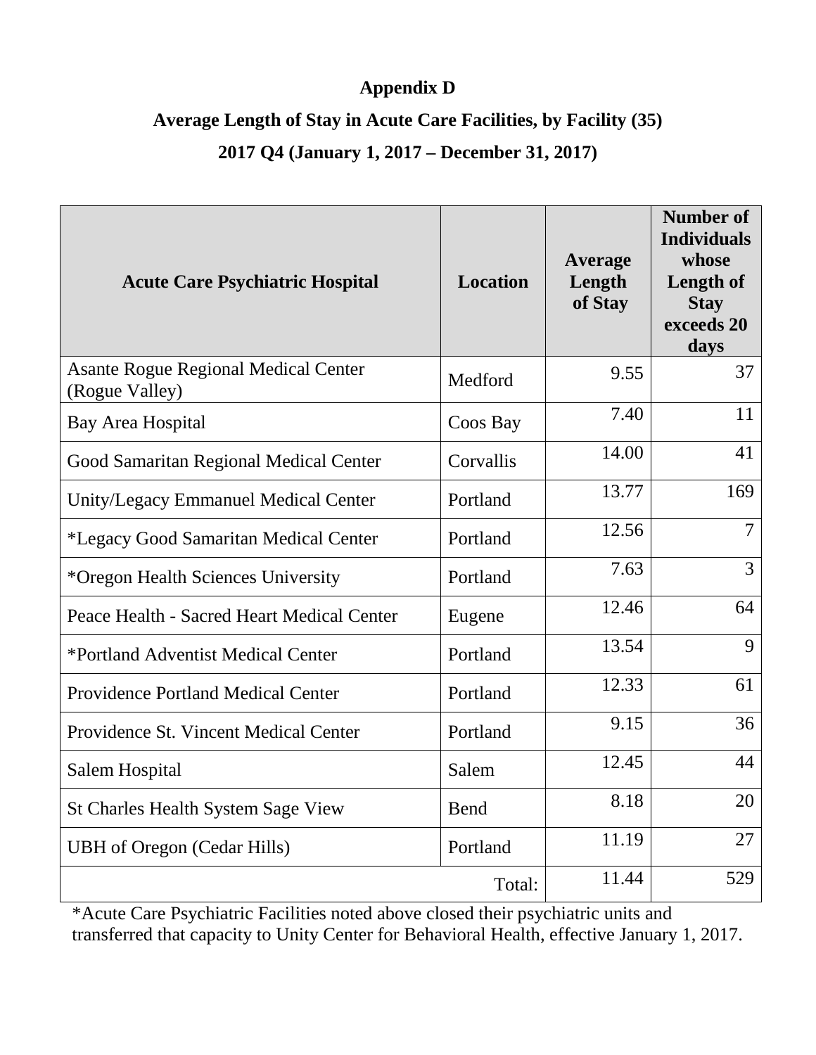**Appendix D**

**Average Length of Stay in Acute Care Facilities, by Facility (35)**

**2017 Q4 (January 1, 2017 – December 31, 2017)**

| Acute Care Psychiatric Hospital | Location | Average Length of Stay | Number of Individuals whose Length of Stay exceeds 20 days |
|---|---|---|---|
| Asante Rogue Regional Medical Center (Rogue Valley) | Medford | 9.55 | 37 |
| Bay Area Hospital | Coos Bay | 7.40 | 11 |
| Good Samaritan Regional Medical Center | Corvallis | 14.00 | 41 |
| Unity/Legacy Emmanuel Medical Center | Portland | 13.77 | 169 |
| *Legacy Good Samaritan Medical Center | Portland | 12.56 | 7 |
| *Oregon Health Sciences University | Portland | 7.63 | 3 |
| Peace Health - Sacred Heart Medical Center | Eugene | 12.46 | 64 |
| *Portland Adventist Medical Center | Portland | 13.54 | 9 |
| Providence Portland Medical Center | Portland | 12.33 | 61 |
| Providence St. Vincent Medical Center | Portland | 9.15 | 36 |
| Salem Hospital | Salem | 12.45 | 44 |
| St Charles Health System Sage View | Bend | 8.18 | 20 |
| UBH of Oregon (Cedar Hills) | Portland | 11.19 | 27 |
| | Total: | 11.44 | 529 |

*Acute Care Psychiatric Facilities noted above closed their psychiatric units and transferred that capacity to Unity Center for Behavioral Health, effective January 1, 2017.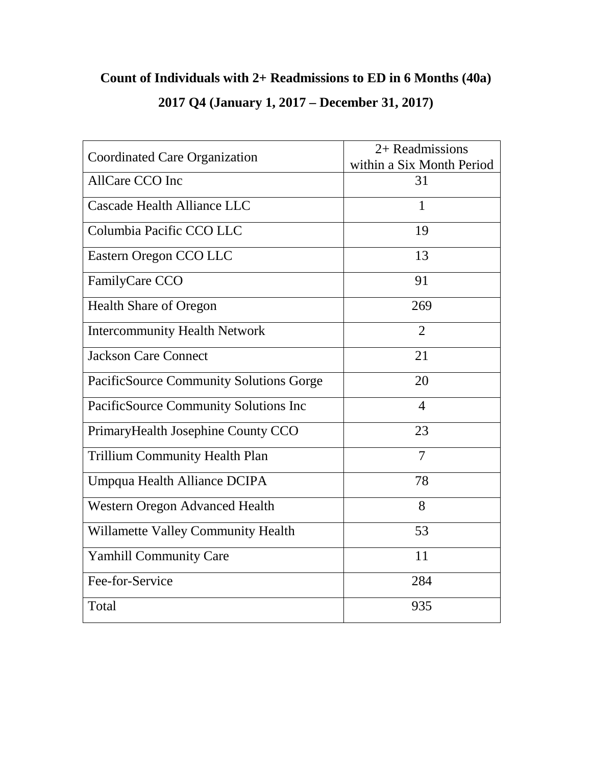**Count of Individuals with 2+ Readmissions to ED in 6 Months (40a)**

**2017 Q4 (January 1, 2017 – December 31, 2017)**

| Coordinated Care Organization | 2+ Readmissions within a Six Month Period |
|---|---|
| AllCare CCO Inc | 31 |
| Cascade Health Alliance LLC | 1 |
| Columbia Pacific CCO LLC | 19 |
| Eastern Oregon CCO LLC | 13 |
| FamilyCare CCO | 91 |
| Health Share of Oregon | 269 |
| Intercommunity Health Network | 2 |
| Jackson Care Connect | 21 |
| PacificSource Community Solutions Gorge | 20 |
| PacificSource Community Solutions Inc | 4 |
| PrimaryHealth Josephine County CCO | 23 |
| Trillium Community Health Plan | 7 |
| Umpqua Health Alliance DCIPA | 78 |
| Western Oregon Advanced Health | 8 |
| Willamette Valley Community Health | 53 |
| Yamhill Community Care | 11 |
| Fee-for-Service | 284 |
| Total | 935 |